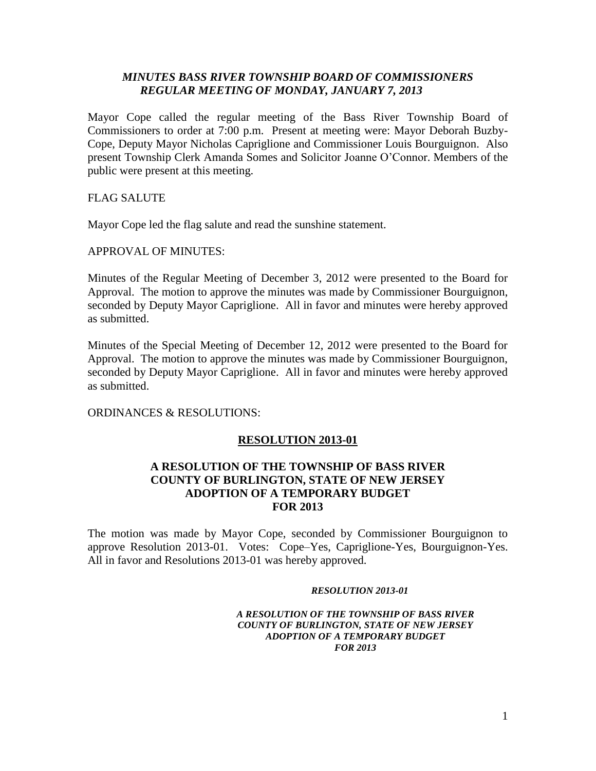***MINUTES BASS RIVER TOWNSHIP BOARD OF COMMISSIONERS***
***REGULAR MEETING OF MONDAY, JANUARY 7, 2013***

Mayor Cope called the regular meeting of the Bass River Township Board of Commissioners to order at 7:00 p.m. Present at meeting were: Mayor Deborah Buzby-Cope, Deputy Mayor Nicholas Capriglione and Commissioner Louis Bourguignon. Also present Township Clerk Amanda Somes and Solicitor Joanne O'Connor. Members of the public were present at this meeting.

FLAG SALUTE

Mayor Cope led the flag salute and read the sunshine statement.

APPROVAL OF MINUTES:

Minutes of the Regular Meeting of December 3, 2012 were presented to the Board for Approval. The motion to approve the minutes was made by Commissioner Bourguignon, seconded by Deputy Mayor Capriglione. All in favor and minutes were hereby approved as submitted.

Minutes of the Special Meeting of December 12, 2012 were presented to the Board for Approval. The motion to approve the minutes was made by Commissioner Bourguignon, seconded by Deputy Mayor Capriglione. All in favor and minutes were hereby approved as submitted.

ORDINANCES & RESOLUTIONS:

**RESOLUTION 2013-01**

**A RESOLUTION OF THE TOWNSHIP OF BASS RIVER COUNTY OF BURLINGTON, STATE OF NEW JERSEY ADOPTION OF A TEMPORARY BUDGET FOR 2013**

The motion was made by Mayor Cope, seconded by Commissioner Bourguignon to approve Resolution 2013-01. Votes: Cope–Yes, Capriglione-Yes, Bourguignon-Yes. All in favor and Resolutions 2013-01 was hereby approved.

***RESOLUTION 2013-01***

***A RESOLUTION OF THE TOWNSHIP OF BASS RIVER COUNTY OF BURLINGTON, STATE OF NEW JERSEY ADOPTION OF A TEMPORARY BUDGET FOR 2013***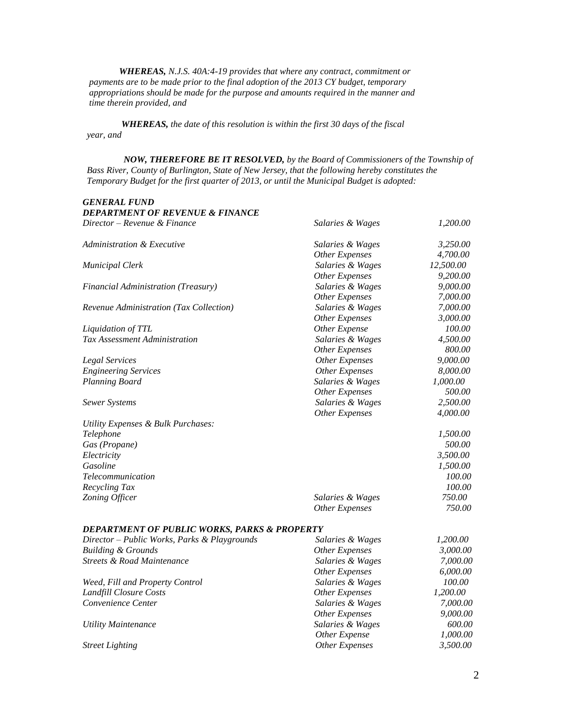***WHEREAS,*** *N.J.S. 40A:4-19 provides that where any contract, commitment or payments are to be made prior to the final adoption of the 2013 CY budget, temporary appropriations should be made for the purpose and amounts required in the manner and time therein provided, and*

***WHEREAS,*** *the date of this resolution is within the first 30 days of the fiscal year, and*

***NOW, THEREFORE BE IT RESOLVED,*** *by the Board of Commissioners of the Township of Bass River, County of Burlington, State of New Jersey, that the following hereby constitutes the Temporary Budget for the first quarter of 2013, or until the Municipal Budget is adopted:*

***GENERAL FUND***

***DEPARTMENT OF REVENUE & FINANCE***

| | | |
|---|---|---|
| *Director – Revenue & Finance* | *Salaries & Wages* | *1,200.00* |
| *Administration & Executive* | *Salaries & Wages* | *3,250.00* |
| | *Other Expenses* | *4,700.00* |
| *Municipal Clerk* | *Salaries & Wages* | *12,500.00* |
| | *Other Expenses* | *9,200.00* |
| *Financial Administration (Treasury)* | *Salaries & Wages* | *9,000.00* |
| | *Other Expenses* | *7,000.00* |
| *Revenue Administration (Tax Collection)* | *Salaries & Wages* | *7,000.00* |
| | *Other Expenses* | *3,000.00* |
| *Liquidation of TTL* | *Other Expense* | *100.00* |
| *Tax Assessment Administration* | *Salaries & Wages* | *4,500.00* |
| | *Other Expenses* | *800.00* |
| *Legal Services* | *Other Expenses* | *9,000.00* |
| *Engineering Services* | *Other Expenses* | *8,000.00* |
| *Planning Board* | *Salaries & Wages* | *1,000.00* |
| | *Other Expenses* | *500.00* |
| *Sewer Systems* | *Salaries & Wages* | *2,500.00* |
| | *Other Expenses* | *4,000.00* |
| *Utility Expenses & Bulk Purchases:* | | |
| *Telephone* | | *1,500.00* |
| *Gas (Propane)* | | *500.00* |
| *Electricity* | | *3,500.00* |
| *Gasoline* | | *1,500.00* |
| *Telecommunication* | | *100.00* |
| *Recycling Tax* | | *100.00* |
| *Zoning Officer* | *Salaries & Wages* | *750.00* |
| | *Other Expenses* | *750.00* |

***DEPARTMENT OF PUBLIC WORKS, PARKS & PROPERTY***

| | | |
|---|---|---|
| *Director – Public Works, Parks & Playgrounds* | *Salaries & Wages* | *1,200.00* |
| *Building & Grounds* | *Other Expenses* | *3,000.00* |
| *Streets & Road Maintenance* | *Salaries & Wages* | *7,000.00* |
| | *Other Expenses* | *6,000.00* |
| *Weed, Fill and Property Control* | *Salaries & Wages* | *100.00* |
| *Landfill Closure Costs* | *Other Expenses* | *1,200.00* |
| *Convenience Center* | *Salaries & Wages* | *7,000.00* |
| | *Other Expenses* | *9,000.00* |
| *Utility Maintenance* | *Salaries & Wages* | *600.00* |
| | *Other Expense* | *1,000.00* |
| *Street Lighting* | *Other Expenses* | *3,500.00* |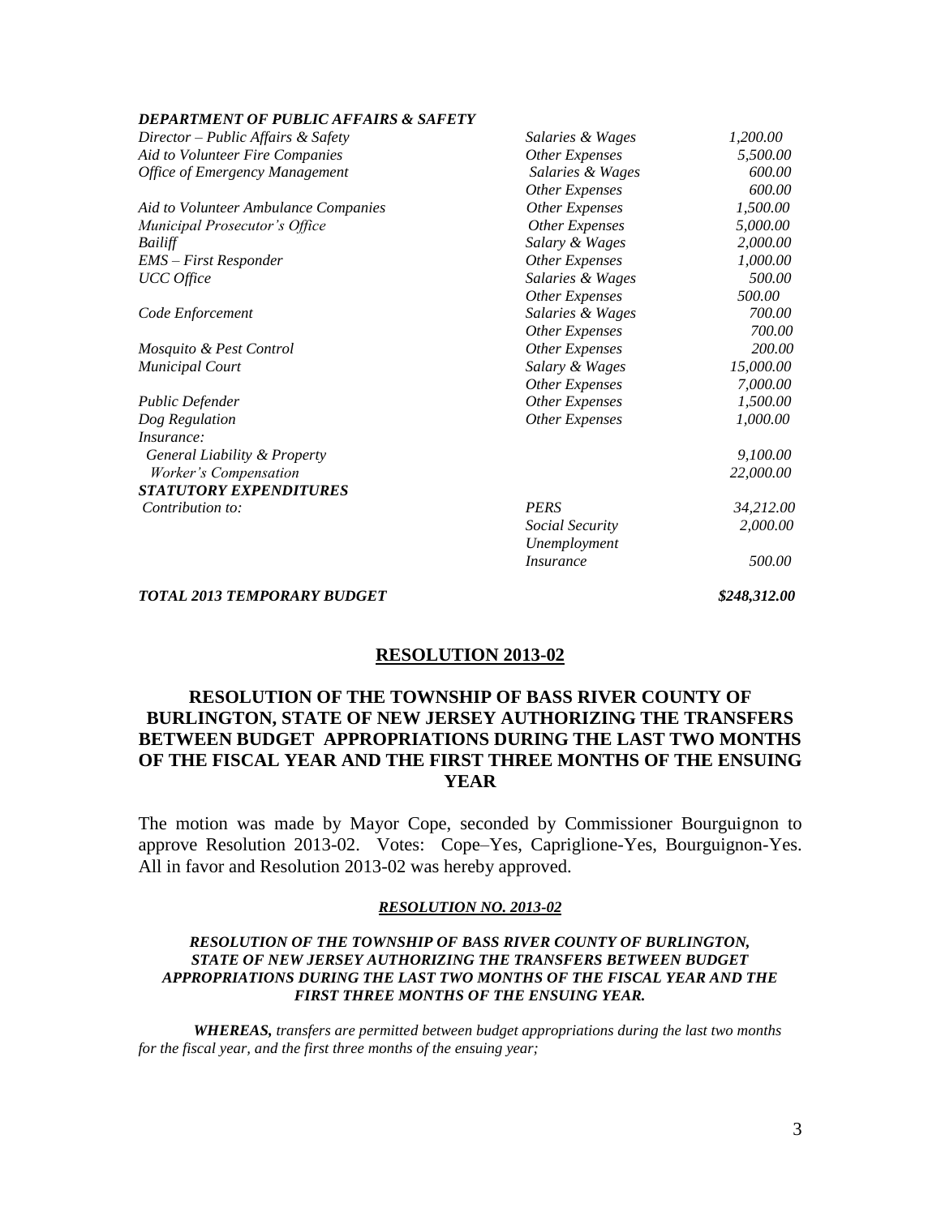***DEPARTMENT OF PUBLIC AFFAIRS & SAFETY***

| | | |
|---|---|---|
| *Director – Public Affairs & Safety* | *Salaries & Wages* | *1,200.00* |
| *Aid to Volunteer Fire Companies* | *Other Expenses* | *5,500.00* |
| *Office of Emergency Management* | *Salaries & Wages* | *600.00* |
| | *Other Expenses* | *600.00* |
| *Aid to Volunteer Ambulance Companies* | *Other Expenses* | *1,500.00* |
| *Municipal Prosecutor's Office* | *Other Expenses* | *5,000.00* |
| *Bailiff* | *Salary & Wages* | *2,000.00* |
| *EMS – First Responder* | *Other Expenses* | *1,000.00* |
| *UCC Office* | *Salaries & Wages* | *500.00* |
| | *Other Expenses* | *500.00* |
| *Code Enforcement* | *Salaries & Wages* | *700.00* |
| | *Other Expenses* | *700.00* |
| *Mosquito & Pest Control* | *Other Expenses* | *200.00* |
| *Municipal Court* | *Salary & Wages* | *15,000.00* |
| | *Other Expenses* | *7,000.00* |
| *Public Defender* | *Other Expenses* | *1,500.00* |
| *Dog Regulation* | *Other Expenses* | *1,000.00* |
| *Insurance:* | | |
| *General Liability & Property* | | *9,100.00* |
| *Worker's Compensation* | | *22,000.00* |
| ***STATUTORY EXPENDITURES*** | | |
| *Contribution to:* | *PERS* | *34,212.00* |
| | *Social Security* | *2,000.00* |
| | *Unemployment Insurance* | *500.00* |
| ***TOTAL 2013 TEMPORARY BUDGET*** | | ***$248,312.00*** |

## RESOLUTION 2013-02

### RESOLUTION OF THE TOWNSHIP OF BASS RIVER COUNTY OF BURLINGTON, STATE OF NEW JERSEY AUTHORIZING THE TRANSFERS BETWEEN BUDGET APPROPRIATIONS DURING THE LAST TWO MONTHS OF THE FISCAL YEAR AND THE FIRST THREE MONTHS OF THE ENSUING YEAR

The motion was made by Mayor Cope, seconded by Commissioner Bourguignon to approve Resolution 2013-02. Votes: Cope–Yes, Capriglione-Yes, Bourguignon-Yes. All in favor and Resolution 2013-02 was hereby approved.

***RESOLUTION NO. 2013-02***

***RESOLUTION OF THE TOWNSHIP OF BASS RIVER COUNTY OF BURLINGTON, STATE OF NEW JERSEY AUTHORIZING THE TRANSFERS BETWEEN BUDGET APPROPRIATIONS DURING THE LAST TWO MONTHS OF THE FISCAL YEAR AND THE FIRST THREE MONTHS OF THE ENSUING YEAR.***

***WHEREAS,*** *transfers are permitted between budget appropriations during the last two months for the fiscal year, and the first three months of the ensuing year;*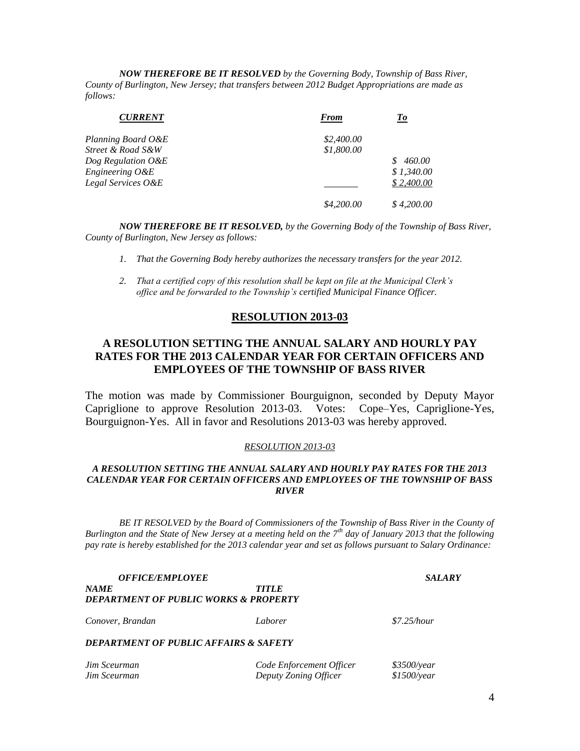*__NOW THEREFORE BE IT RESOLVED__ by the Governing Body, Township of Bass River, County of Burlington, New Jersey; that transfers between 2012 Budget Appropriations are made as follows:*

| *CURRENT* | *From* | *To* |
|---|---|---|
| *Planning Board O&E* | *$2,400.00* | |
| *Street & Road S&W* | *$1,800.00* | |
| *Dog Regulation O&E* | | *$ 460.00* |
| *Engineering O&E* | | *$ 1,340.00* |
| *Legal Services O&E* | | *$ 2,400.00* |
| | *$4,200.00* | *$ 4,200.00* |

*__NOW THEREFORE BE IT RESOLVED,__ by the Governing Body of the Township of Bass River, County of Burlington, New Jersey as follows:*

1. *That the Governing Body hereby authorizes the necessary transfers for the year 2012.*
2. *That a certified copy of this resolution shall be kept on file at the Municipal Clerk's office and be forwarded to the Township's certified Municipal Finance Officer.*

## RESOLUTION 2013-03

## A RESOLUTION SETTING THE ANNUAL SALARY AND HOURLY PAY RATES FOR THE 2013 CALENDAR YEAR FOR CERTAIN OFFICERS AND EMPLOYEES OF THE TOWNSHIP OF BASS RIVER

The motion was made by Commissioner Bourguignon, seconded by Deputy Mayor Capriglione to approve Resolution 2013-03. Votes: Cope–Yes, Capriglione-Yes, Bourguignon-Yes. All in favor and Resolutions 2013-03 was hereby approved.

*RESOLUTION 2013-03*

***A RESOLUTION SETTING THE ANNUAL SALARY AND HOURLY PAY RATES FOR THE 2013 CALENDAR YEAR FOR CERTAIN OFFICERS AND EMPLOYEES OF THE TOWNSHIP OF BASS RIVER***

*BE IT RESOLVED by the Board of Commissioners of the Township of Bass River in the County of Burlington and the State of New Jersey at a meeting held on the 7th day of January 2013 that the following pay rate is hereby established for the 2013 calendar year and set as follows pursuant to Salary Ordinance:*

| ***OFFICE/EMPLOYEE*** | | ***SALARY*** |
|---|---|---|
| ***NAME*** | ***TITLE*** | |
| ***DEPARTMENT OF PUBLIC WORKS & PROPERTY*** | | |
| *Conover, Brandan* | *Laborer* | *$7.25/hour* |
| ***DEPARTMENT OF PUBLIC AFFAIRS & SAFETY*** | | |
| *Jim Sceurman* | *Code Enforcement Officer* | *$3500/year* |
| *Jim Sceurman* | *Deputy Zoning Officer* | *$1500/year* |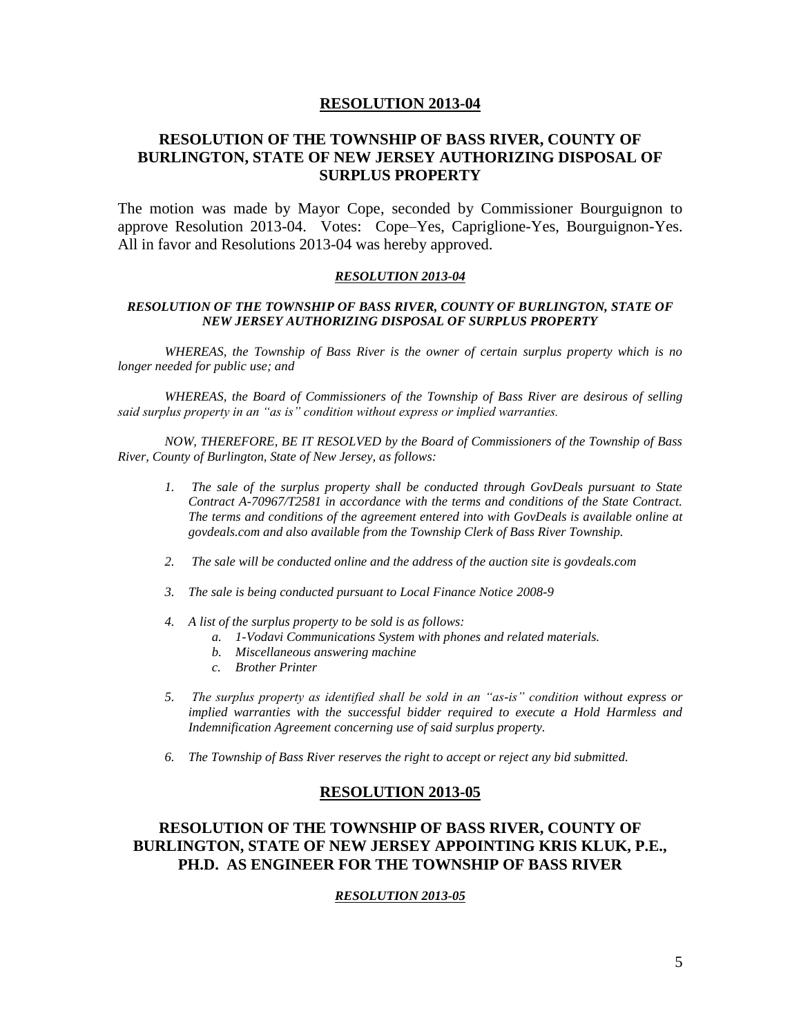## RESOLUTION 2013-04

### RESOLUTION OF THE TOWNSHIP OF BASS RIVER, COUNTY OF BURLINGTON, STATE OF NEW JERSEY AUTHORIZING DISPOSAL OF SURPLUS PROPERTY

The motion was made by Mayor Cope, seconded by Commissioner Bourguignon to approve Resolution 2013-04. Votes: Cope–Yes, Capriglione-Yes, Bourguignon-Yes. All in favor and Resolutions 2013-04 was hereby approved.

***RESOLUTION 2013-04***

***RESOLUTION OF THE TOWNSHIP OF BASS RIVER, COUNTY OF BURLINGTON, STATE OF NEW JERSEY AUTHORIZING DISPOSAL OF SURPLUS PROPERTY***

*WHEREAS, the Township of Bass River is the owner of certain surplus property which is no longer needed for public use; and*

*WHEREAS, the Board of Commissioners of the Township of Bass River are desirous of selling said surplus property in an "as is" condition without express or implied warranties.*

*NOW, THEREFORE, BE IT RESOLVED by the Board of Commissioners of the Township of Bass River, County of Burlington, State of New Jersey, as follows:*

1. *The sale of the surplus property shall be conducted through GovDeals pursuant to State Contract A-70967/T2581 in accordance with the terms and conditions of the State Contract. The terms and conditions of the agreement entered into with GovDeals is available online at govdeals.com and also available from the Township Clerk of Bass River Township.*
2. *The sale will be conducted online and the address of the auction site is govdeals.com*
3. *The sale is being conducted pursuant to Local Finance Notice 2008-9*
4. *A list of the surplus property to be sold is as follows:*
   a. *1-Vodavi Communications System with phones and related materials.*
   b. *Miscellaneous answering machine*
   c. *Brother Printer*
5. *The surplus property as identified shall be sold in an "as-is" condition without express or implied warranties with the successful bidder required to execute a Hold Harmless and Indemnification Agreement concerning use of said surplus property.*
6. *The Township of Bass River reserves the right to accept or reject any bid submitted.*

## RESOLUTION 2013-05

### RESOLUTION OF THE TOWNSHIP OF BASS RIVER, COUNTY OF BURLINGTON, STATE OF NEW JERSEY APPOINTING KRIS KLUK, P.E., PH.D. AS ENGINEER FOR THE TOWNSHIP OF BASS RIVER

***RESOLUTION 2013-05***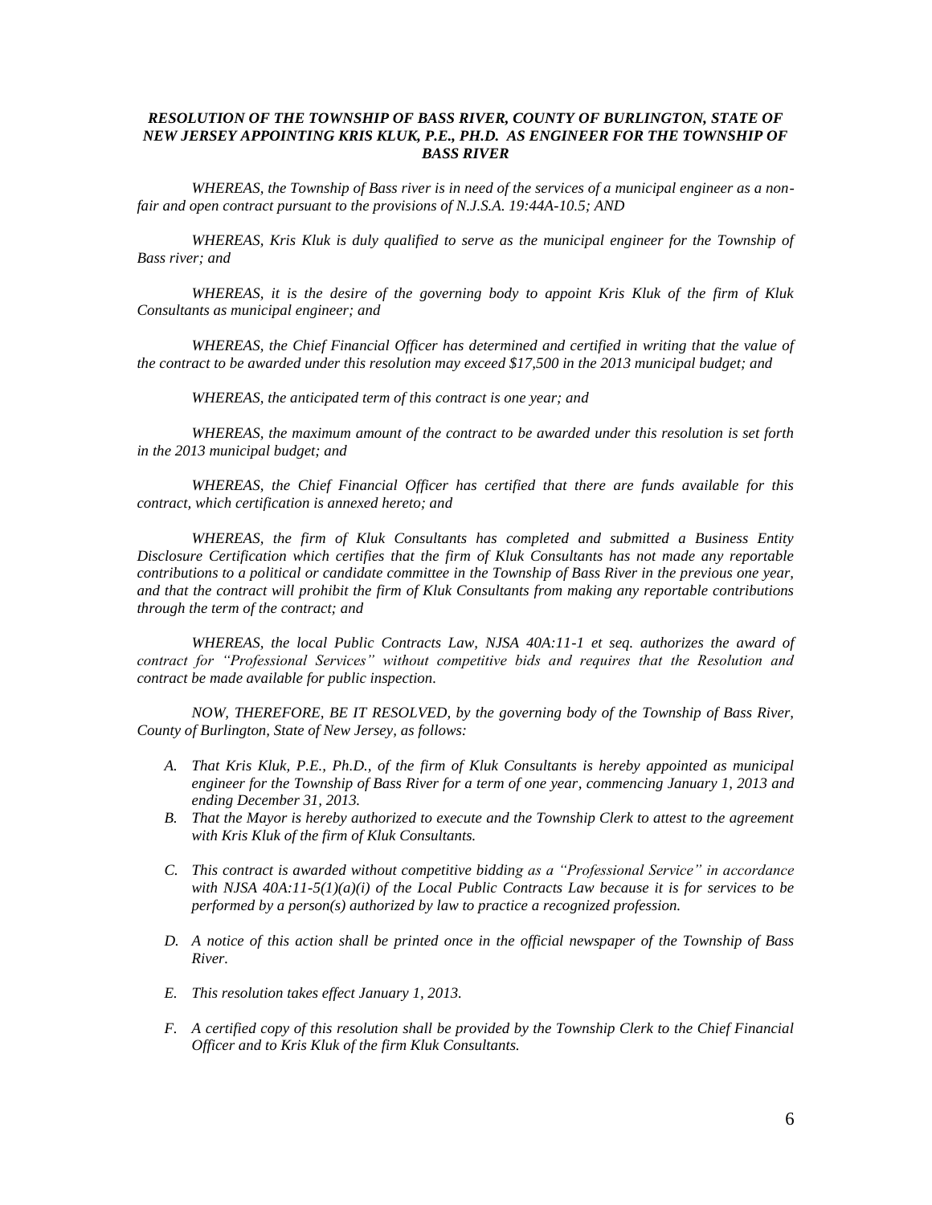***RESOLUTION OF THE TOWNSHIP OF BASS RIVER, COUNTY OF BURLINGTON, STATE OF NEW JERSEY APPOINTING KRIS KLUK, P.E., PH.D. AS ENGINEER FOR THE TOWNSHIP OF BASS RIVER***

*WHEREAS, the Township of Bass river is in need of the services of a municipal engineer as a non-fair and open contract pursuant to the provisions of N.J.S.A. 19:44A-10.5; AND*

*WHEREAS, Kris Kluk is duly qualified to serve as the municipal engineer for the Township of Bass river; and*

*WHEREAS, it is the desire of the governing body to appoint Kris Kluk of the firm of Kluk Consultants as municipal engineer; and*

*WHEREAS, the Chief Financial Officer has determined and certified in writing that the value of the contract to be awarded under this resolution may exceed $17,500 in the 2013 municipal budget; and*

*WHEREAS, the anticipated term of this contract is one year; and*

*WHEREAS, the maximum amount of the contract to be awarded under this resolution is set forth in the 2013 municipal budget; and*

*WHEREAS, the Chief Financial Officer has certified that there are funds available for this contract, which certification is annexed hereto; and*

*WHEREAS, the firm of Kluk Consultants has completed and submitted a Business Entity Disclosure Certification which certifies that the firm of Kluk Consultants has not made any reportable contributions to a political or candidate committee in the Township of Bass River in the previous one year, and that the contract will prohibit the firm of Kluk Consultants from making any reportable contributions through the term of the contract; and*

*WHEREAS, the local Public Contracts Law, NJSA 40A:11-1 et seq. authorizes the award of contract for "Professional Services" without competitive bids and requires that the Resolution and contract be made available for public inspection.*

*NOW, THEREFORE, BE IT RESOLVED, by the governing body of the Township of Bass River, County of Burlington, State of New Jersey, as follows:*

A. *That Kris Kluk, P.E., Ph.D., of the firm of Kluk Consultants is hereby appointed as municipal engineer for the Township of Bass River for a term of one year, commencing January 1, 2013 and ending December 31, 2013.*
B. *That the Mayor is hereby authorized to execute and the Township Clerk to attest to the agreement with Kris Kluk of the firm of Kluk Consultants.*
C. *This contract is awarded without competitive bidding as a "Professional Service" in accordance with NJSA 40A:11-5(1)(a)(i) of the Local Public Contracts Law because it is for services to be performed by a person(s) authorized by law to practice a recognized profession.*
D. *A notice of this action shall be printed once in the official newspaper of the Township of Bass River.*
E. *This resolution takes effect January 1, 2013.*
F. *A certified copy of this resolution shall be provided by the Township Clerk to the Chief Financial Officer and to Kris Kluk of the firm Kluk Consultants.*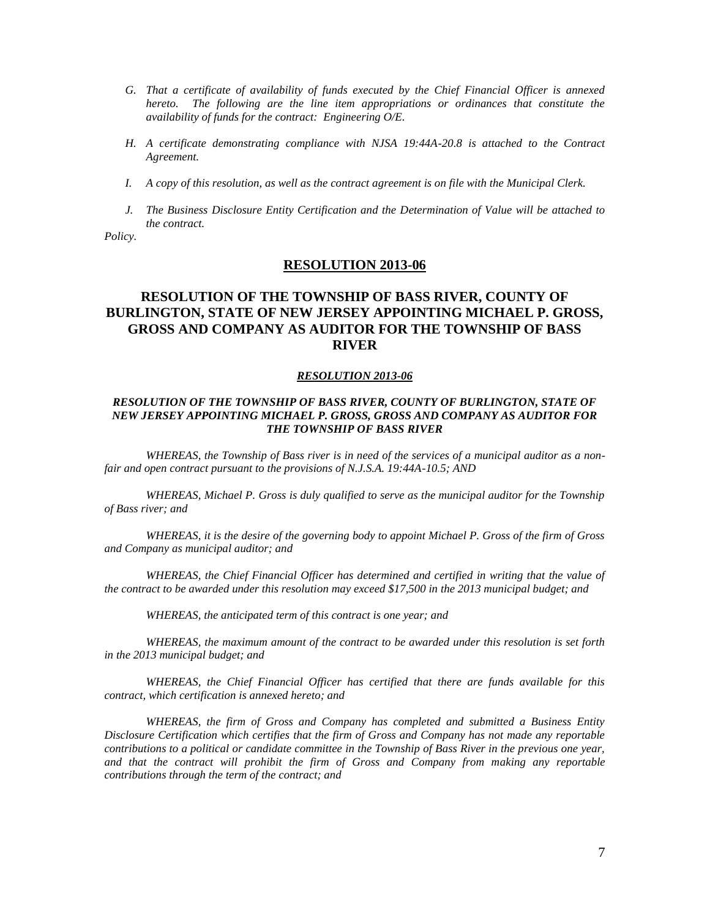G. *That a certificate of availability of funds executed by the Chief Financial Officer is annexed hereto. The following are the line item appropriations or ordinances that constitute the availability of funds for the contract: Engineering O/E.*

H. *A certificate demonstrating compliance with NJSA 19:44A-20.8 is attached to the Contract Agreement.*

I. *A copy of this resolution, as well as the contract agreement is on file with the Municipal Clerk.*

J. *The Business Disclosure Entity Certification and the Determination of Value will be attached to the contract.*

*Policy.*

## RESOLUTION 2013-06

## RESOLUTION OF THE TOWNSHIP OF BASS RIVER, COUNTY OF BURLINGTON, STATE OF NEW JERSEY APPOINTING MICHAEL P. GROSS, GROSS AND COMPANY AS AUDITOR FOR THE TOWNSHIP OF BASS RIVER

***RESOLUTION 2013-06***

***RESOLUTION OF THE TOWNSHIP OF BASS RIVER, COUNTY OF BURLINGTON, STATE OF NEW JERSEY APPOINTING MICHAEL P. GROSS, GROSS AND COMPANY AS AUDITOR FOR THE TOWNSHIP OF BASS RIVER***

*WHEREAS, the Township of Bass river is in need of the services of a municipal auditor as a non-fair and open contract pursuant to the provisions of N.J.S.A. 19:44A-10.5; AND*

*WHEREAS, Michael P. Gross is duly qualified to serve as the municipal auditor for the Township of Bass river; and*

*WHEREAS, it is the desire of the governing body to appoint Michael P. Gross of the firm of Gross and Company as municipal auditor; and*

*WHEREAS, the Chief Financial Officer has determined and certified in writing that the value of the contract to be awarded under this resolution may exceed $17,500 in the 2013 municipal budget; and*

*WHEREAS, the anticipated term of this contract is one year; and*

*WHEREAS, the maximum amount of the contract to be awarded under this resolution is set forth in the 2013 municipal budget; and*

*WHEREAS, the Chief Financial Officer has certified that there are funds available for this contract, which certification is annexed hereto; and*

*WHEREAS, the firm of Gross and Company has completed and submitted a Business Entity Disclosure Certification which certifies that the firm of Gross and Company has not made any reportable contributions to a political or candidate committee in the Township of Bass River in the previous one year, and that the contract will prohibit the firm of Gross and Company from making any reportable contributions through the term of the contract; and*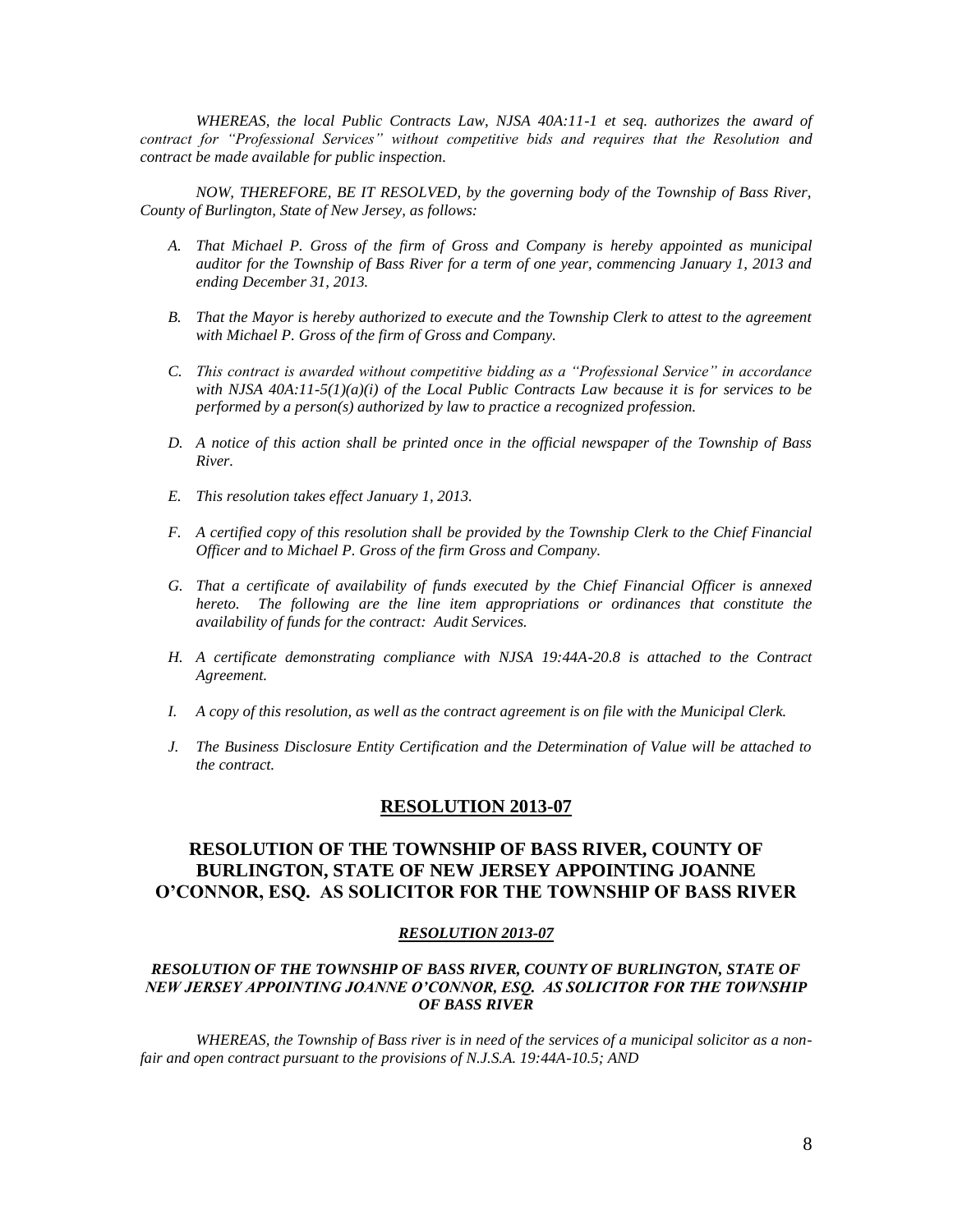*WHEREAS, the local Public Contracts Law, NJSA 40A:11-1 et seq. authorizes the award of contract for "Professional Services" without competitive bids and requires that the Resolution and contract be made available for public inspection.*

*NOW, THEREFORE, BE IT RESOLVED, by the governing body of the Township of Bass River, County of Burlington, State of New Jersey, as follows:*

A. *That Michael P. Gross of the firm of Gross and Company is hereby appointed as municipal auditor for the Township of Bass River for a term of one year, commencing January 1, 2013 and ending December 31, 2013.*

B. *That the Mayor is hereby authorized to execute and the Township Clerk to attest to the agreement with Michael P. Gross of the firm of Gross and Company.*

C. *This contract is awarded without competitive bidding as a "Professional Service" in accordance with NJSA 40A:11-5(1)(a)(i) of the Local Public Contracts Law because it is for services to be performed by a person(s) authorized by law to practice a recognized profession.*

D. *A notice of this action shall be printed once in the official newspaper of the Township of Bass River.*

E. *This resolution takes effect January 1, 2013.*

F. *A certified copy of this resolution shall be provided by the Township Clerk to the Chief Financial Officer and to Michael P. Gross of the firm Gross and Company.*

G. *That a certificate of availability of funds executed by the Chief Financial Officer is annexed hereto. The following are the line item appropriations or ordinances that constitute the availability of funds for the contract: Audit Services.*

H. *A certificate demonstrating compliance with NJSA 19:44A-20.8 is attached to the Contract Agreement.*

I. *A copy of this resolution, as well as the contract agreement is on file with the Municipal Clerk.*

J. *The Business Disclosure Entity Certification and the Determination of Value will be attached to the contract.*

## RESOLUTION 2013-07

## RESOLUTION OF THE TOWNSHIP OF BASS RIVER, COUNTY OF BURLINGTON, STATE OF NEW JERSEY APPOINTING JOANNE O'CONNOR, ESQ. AS SOLICITOR FOR THE TOWNSHIP OF BASS RIVER

***RESOLUTION 2013-07***

***RESOLUTION OF THE TOWNSHIP OF BASS RIVER, COUNTY OF BURLINGTON, STATE OF NEW JERSEY APPOINTING JOANNE O'CONNOR, ESQ. AS SOLICITOR FOR THE TOWNSHIP OF BASS RIVER***

*WHEREAS, the Township of Bass river is in need of the services of a municipal solicitor as a non-fair and open contract pursuant to the provisions of N.J.S.A. 19:44A-10.5; AND*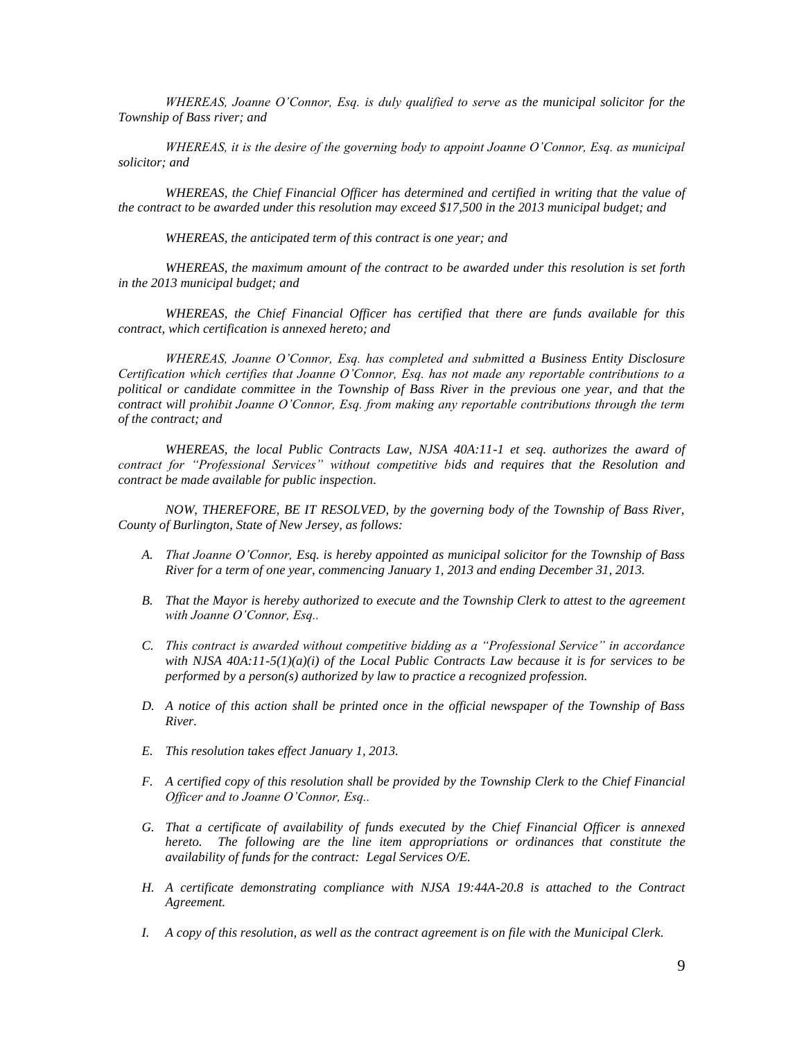*WHEREAS, Joanne O'Connor, Esq. is duly qualified to serve as the municipal solicitor for the Township of Bass river; and*

*WHEREAS, it is the desire of the governing body to appoint Joanne O'Connor, Esq. as municipal solicitor; and*

*WHEREAS, the Chief Financial Officer has determined and certified in writing that the value of the contract to be awarded under this resolution may exceed $17,500 in the 2013 municipal budget; and*

*WHEREAS, the anticipated term of this contract is one year; and*

*WHEREAS, the maximum amount of the contract to be awarded under this resolution is set forth in the 2013 municipal budget; and*

*WHEREAS, the Chief Financial Officer has certified that there are funds available for this contract, which certification is annexed hereto; and*

*WHEREAS, Joanne O'Connor, Esq. has completed and submitted a Business Entity Disclosure Certification which certifies that Joanne O'Connor, Esq. has not made any reportable contributions to a political or candidate committee in the Township of Bass River in the previous one year, and that the contract will prohibit Joanne O'Connor, Esq. from making any reportable contributions through the term of the contract; and*

*WHEREAS, the local Public Contracts Law, NJSA 40A:11-1 et seq. authorizes the award of contract for "Professional Services" without competitive bids and requires that the Resolution and contract be made available for public inspection.*

*NOW, THEREFORE, BE IT RESOLVED, by the governing body of the Township of Bass River, County of Burlington, State of New Jersey, as follows:*

A. *That Joanne O'Connor, Esq. is hereby appointed as municipal solicitor for the Township of Bass River for a term of one year, commencing January 1, 2013 and ending December 31, 2013.*

B. *That the Mayor is hereby authorized to execute and the Township Clerk to attest to the agreement with Joanne O'Connor, Esq..*

C. *This contract is awarded without competitive bidding as a "Professional Service" in accordance with NJSA 40A:11-5(1)(a)(i) of the Local Public Contracts Law because it is for services to be performed by a person(s) authorized by law to practice a recognized profession.*

D. *A notice of this action shall be printed once in the official newspaper of the Township of Bass River.*

E. *This resolution takes effect January 1, 2013.*

F. *A certified copy of this resolution shall be provided by the Township Clerk to the Chief Financial Officer and to Joanne O'Connor, Esq..*

G. *That a certificate of availability of funds executed by the Chief Financial Officer is annexed hereto. The following are the line item appropriations or ordinances that constitute the availability of funds for the contract: Legal Services O/E.*

H. *A certificate demonstrating compliance with NJSA 19:44A-20.8 is attached to the Contract Agreement.*

I. *A copy of this resolution, as well as the contract agreement is on file with the Municipal Clerk.*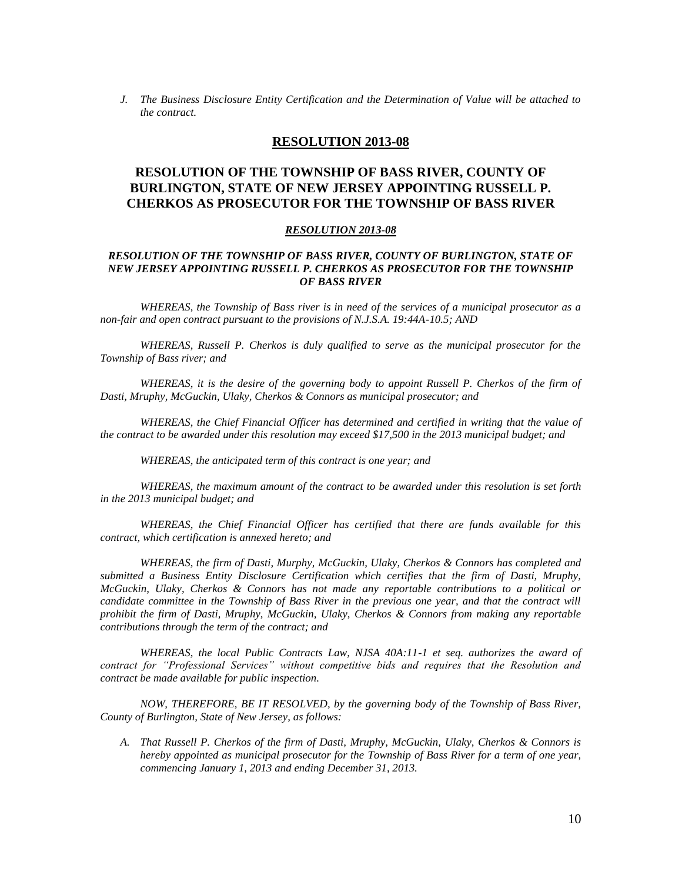J. *The Business Disclosure Entity Certification and the Determination of Value will be attached to the contract.*

## RESOLUTION 2013-08

## RESOLUTION OF THE TOWNSHIP OF BASS RIVER, COUNTY OF BURLINGTON, STATE OF NEW JERSEY APPOINTING RUSSELL P. CHERKOS AS PROSECUTOR FOR THE TOWNSHIP OF BASS RIVER

***RESOLUTION 2013-08***

***RESOLUTION OF THE TOWNSHIP OF BASS RIVER, COUNTY OF BURLINGTON, STATE OF NEW JERSEY APPOINTING RUSSELL P. CHERKOS AS PROSECUTOR FOR THE TOWNSHIP OF BASS RIVER***

*WHEREAS, the Township of Bass river is in need of the services of a municipal prosecutor as a non-fair and open contract pursuant to the provisions of N.J.S.A. 19:44A-10.5; AND*

*WHEREAS, Russell P. Cherkos is duly qualified to serve as the municipal prosecutor for the Township of Bass river; and*

*WHEREAS, it is the desire of the governing body to appoint Russell P. Cherkos of the firm of Dasti, Mruphy, McGuckin, Ulaky, Cherkos & Connors as municipal prosecutor; and*

*WHEREAS, the Chief Financial Officer has determined and certified in writing that the value of the contract to be awarded under this resolution may exceed $17,500 in the 2013 municipal budget; and*

*WHEREAS, the anticipated term of this contract is one year; and*

*WHEREAS, the maximum amount of the contract to be awarded under this resolution is set forth in the 2013 municipal budget; and*

*WHEREAS, the Chief Financial Officer has certified that there are funds available for this contract, which certification is annexed hereto; and*

*WHEREAS, the firm of Dasti, Murphy, McGuckin, Ulaky, Cherkos & Connors has completed and submitted a Business Entity Disclosure Certification which certifies that the firm of Dasti, Mruphy, McGuckin, Ulaky, Cherkos & Connors has not made any reportable contributions to a political or candidate committee in the Township of Bass River in the previous one year, and that the contract will prohibit the firm of Dasti, Mruphy, McGuckin, Ulaky, Cherkos & Connors from making any reportable contributions through the term of the contract; and*

*WHEREAS, the local Public Contracts Law, NJSA 40A:11-1 et seq. authorizes the award of contract for "Professional Services" without competitive bids and requires that the Resolution and contract be made available for public inspection.*

*NOW, THEREFORE, BE IT RESOLVED, by the governing body of the Township of Bass River, County of Burlington, State of New Jersey, as follows:*

A. *That Russell P. Cherkos of the firm of Dasti, Mruphy, McGuckin, Ulaky, Cherkos & Connors is hereby appointed as municipal prosecutor for the Township of Bass River for a term of one year, commencing January 1, 2013 and ending December 31, 2013.*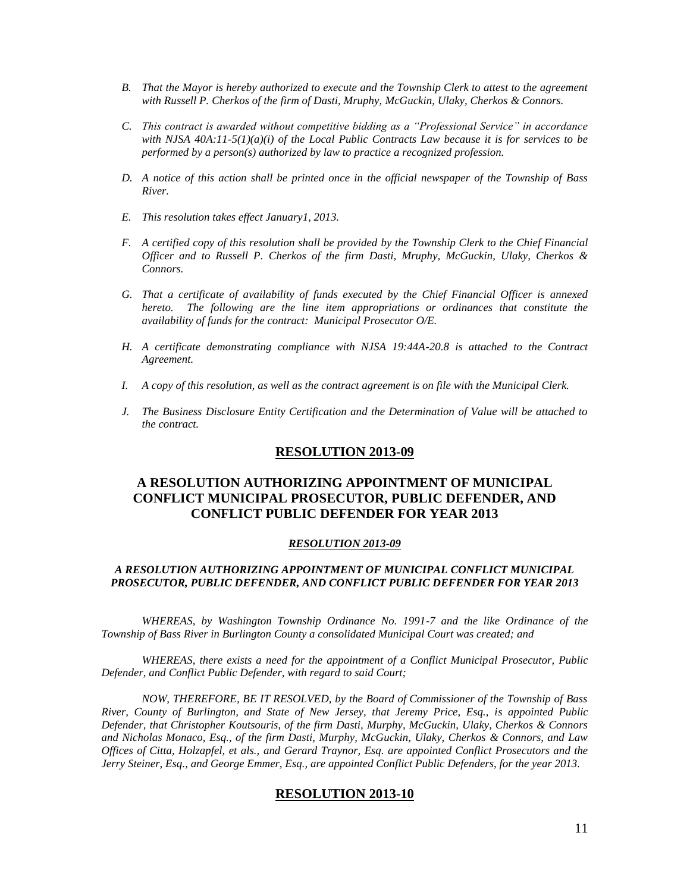*B. That the Mayor is hereby authorized to execute and the Township Clerk to attest to the agreement with Russell P. Cherkos of the firm of Dasti, Mruphy, McGuckin, Ulaky, Cherkos & Connors.*

*C. This contract is awarded without competitive bidding as a "Professional Service" in accordance with NJSA 40A:11-5(1)(a)(i) of the Local Public Contracts Law because it is for services to be performed by a person(s) authorized by law to practice a recognized profession.*

*D. A notice of this action shall be printed once in the official newspaper of the Township of Bass River.*

*E. This resolution takes effect January1, 2013.*

*F. A certified copy of this resolution shall be provided by the Township Clerk to the Chief Financial Officer and to Russell P. Cherkos of the firm Dasti, Mruphy, McGuckin, Ulaky, Cherkos & Connors.*

*G. That a certificate of availability of funds executed by the Chief Financial Officer is annexed hereto. The following are the line item appropriations or ordinances that constitute the availability of funds for the contract: Municipal Prosecutor O/E.*

*H. A certificate demonstrating compliance with NJSA 19:44A-20.8 is attached to the Contract Agreement.*

*I. A copy of this resolution, as well as the contract agreement is on file with the Municipal Clerk.*

*J. The Business Disclosure Entity Certification and the Determination of Value will be attached to the contract.*

## RESOLUTION 2013-09

## A RESOLUTION AUTHORIZING APPOINTMENT OF MUNICIPAL CONFLICT MUNICIPAL PROSECUTOR, PUBLIC DEFENDER, AND CONFLICT PUBLIC DEFENDER FOR YEAR 2013

***RESOLUTION 2013-09***

***A RESOLUTION AUTHORIZING APPOINTMENT OF MUNICIPAL CONFLICT MUNICIPAL PROSECUTOR, PUBLIC DEFENDER, AND CONFLICT PUBLIC DEFENDER FOR YEAR 2013***

*WHEREAS, by Washington Township Ordinance No. 1991-7 and the like Ordinance of the Township of Bass River in Burlington County a consolidated Municipal Court was created; and*

*WHEREAS, there exists a need for the appointment of a Conflict Municipal Prosecutor, Public Defender, and Conflict Public Defender, with regard to said Court;*

*NOW, THEREFORE, BE IT RESOLVED, by the Board of Commissioner of the Township of Bass River, County of Burlington, and State of New Jersey, that Jeremy Price, Esq., is appointed Public Defender, that Christopher Koutsouris, of the firm Dasti, Murphy, McGuckin, Ulaky, Cherkos & Connors and Nicholas Monaco, Esq., of the firm Dasti, Murphy, McGuckin, Ulaky, Cherkos & Connors, and Law Offices of Citta, Holzapfel, et als., and Gerard Traynor, Esq. are appointed Conflict Prosecutors and the Jerry Steiner, Esq., and George Emmer, Esq., are appointed Conflict Public Defenders, for the year 2013.*

## RESOLUTION 2013-10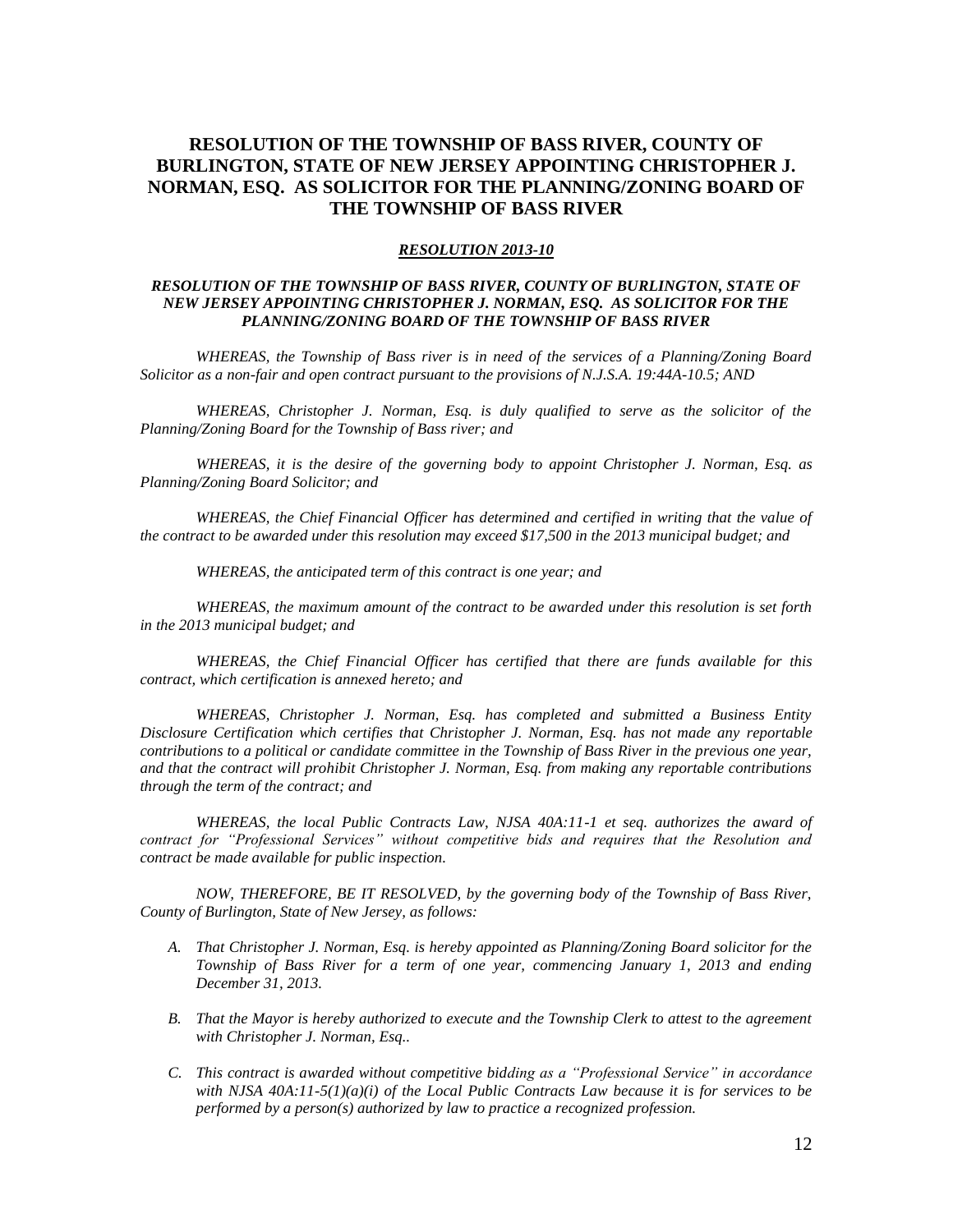## RESOLUTION OF THE TOWNSHIP OF BASS RIVER, COUNTY OF BURLINGTON, STATE OF NEW JERSEY APPOINTING CHRISTOPHER J. NORMAN, ESQ. AS SOLICITOR FOR THE PLANNING/ZONING BOARD OF THE TOWNSHIP OF BASS RIVER

***RESOLUTION 2013-10***

***RESOLUTION OF THE TOWNSHIP OF BASS RIVER, COUNTY OF BURLINGTON, STATE OF NEW JERSEY APPOINTING CHRISTOPHER J. NORMAN, ESQ. AS SOLICITOR FOR THE PLANNING/ZONING BOARD OF THE TOWNSHIP OF BASS RIVER***

*WHEREAS, the Township of Bass river is in need of the services of a Planning/Zoning Board Solicitor as a non-fair and open contract pursuant to the provisions of N.J.S.A. 19:44A-10.5; AND*

*WHEREAS, Christopher J. Norman, Esq. is duly qualified to serve as the solicitor of the Planning/Zoning Board for the Township of Bass river; and*

*WHEREAS, it is the desire of the governing body to appoint Christopher J. Norman, Esq. as Planning/Zoning Board Solicitor; and*

*WHEREAS, the Chief Financial Officer has determined and certified in writing that the value of the contract to be awarded under this resolution may exceed $17,500 in the 2013 municipal budget; and*

*WHEREAS, the anticipated term of this contract is one year; and*

*WHEREAS, the maximum amount of the contract to be awarded under this resolution is set forth in the 2013 municipal budget; and*

*WHEREAS, the Chief Financial Officer has certified that there are funds available for this contract, which certification is annexed hereto; and*

*WHEREAS, Christopher J. Norman, Esq. has completed and submitted a Business Entity Disclosure Certification which certifies that Christopher J. Norman, Esq. has not made any reportable contributions to a political or candidate committee in the Township of Bass River in the previous one year, and that the contract will prohibit Christopher J. Norman, Esq. from making any reportable contributions through the term of the contract; and*

*WHEREAS, the local Public Contracts Law, NJSA 40A:11-1 et seq. authorizes the award of contract for "Professional Services" without competitive bids and requires that the Resolution and contract be made available for public inspection.*

*NOW, THEREFORE, BE IT RESOLVED, by the governing body of the Township of Bass River, County of Burlington, State of New Jersey, as follows:*

A. *That Christopher J. Norman, Esq. is hereby appointed as Planning/Zoning Board solicitor for the Township of Bass River for a term of one year, commencing January 1, 2013 and ending December 31, 2013.*

B. *That the Mayor is hereby authorized to execute and the Township Clerk to attest to the agreement with Christopher J. Norman, Esq..*

C. *This contract is awarded without competitive bidding as a "Professional Service" in accordance with NJSA 40A:11-5(1)(a)(i) of the Local Public Contracts Law because it is for services to be performed by a person(s) authorized by law to practice a recognized profession.*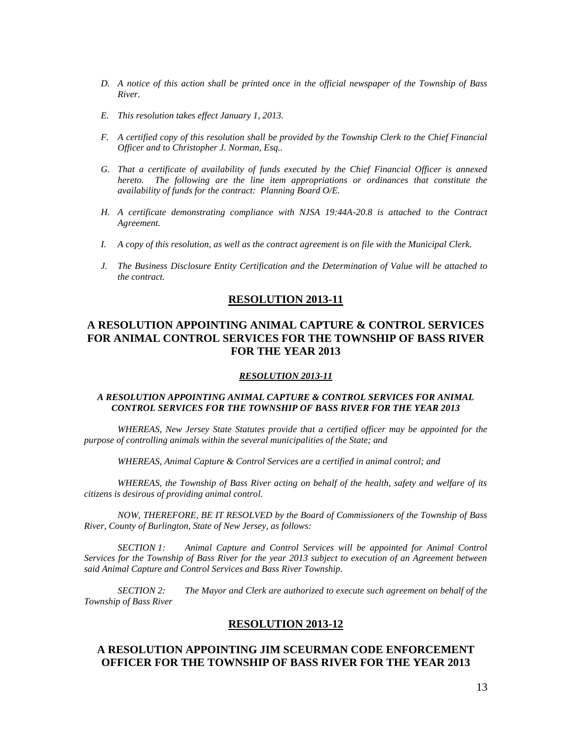*D. A notice of this action shall be printed once in the official newspaper of the Township of Bass River.*

*E. This resolution takes effect January 1, 2013.*

*F. A certified copy of this resolution shall be provided by the Township Clerk to the Chief Financial Officer and to Christopher J. Norman, Esq..*

*G. That a certificate of availability of funds executed by the Chief Financial Officer is annexed hereto. The following are the line item appropriations or ordinances that constitute the availability of funds for the contract: Planning Board O/E.*

*H. A certificate demonstrating compliance with NJSA 19:44A-20.8 is attached to the Contract Agreement.*

*I. A copy of this resolution, as well as the contract agreement is on file with the Municipal Clerk.*

*J. The Business Disclosure Entity Certification and the Determination of Value will be attached to the contract.*

## RESOLUTION 2013-11

## A RESOLUTION APPOINTING ANIMAL CAPTURE & CONTROL SERVICES FOR ANIMAL CONTROL SERVICES FOR THE TOWNSHIP OF BASS RIVER FOR THE YEAR 2013

***RESOLUTION 2013-11***

***A RESOLUTION APPOINTING ANIMAL CAPTURE & CONTROL SERVICES FOR ANIMAL CONTROL SERVICES FOR THE TOWNSHIP OF BASS RIVER FOR THE YEAR 2013***

*WHEREAS, New Jersey State Statutes provide that a certified officer may be appointed for the purpose of controlling animals within the several municipalities of the State; and*

*WHEREAS, Animal Capture & Control Services are a certified in animal control; and*

*WHEREAS, the Township of Bass River acting on behalf of the health, safety and welfare of its citizens is desirous of providing animal control.*

*NOW, THEREFORE, BE IT RESOLVED by the Board of Commissioners of the Township of Bass River, County of Burlington, State of New Jersey, as follows:*

*SECTION 1: Animal Capture and Control Services will be appointed for Animal Control Services for the Township of Bass River for the year 2013 subject to execution of an Agreement between said Animal Capture and Control Services and Bass River Township.*

*SECTION 2: The Mayor and Clerk are authorized to execute such agreement on behalf of the Township of Bass River*

## RESOLUTION 2013-12

## A RESOLUTION APPOINTING JIM SCEURMAN CODE ENFORCEMENT OFFICER FOR THE TOWNSHIP OF BASS RIVER FOR THE YEAR 2013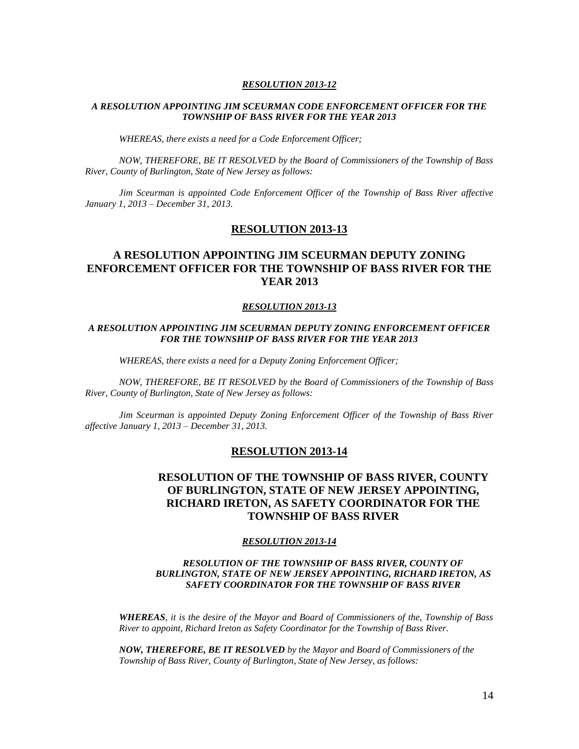***RESOLUTION 2013-12***

***A RESOLUTION APPOINTING JIM SCEURMAN CODE ENFORCEMENT OFFICER FOR THE TOWNSHIP OF BASS RIVER FOR THE YEAR 2013***

*WHEREAS, there exists a need for a Code Enforcement Officer;*

*NOW, THEREFORE, BE IT RESOLVED by the Board of Commissioners of the Township of Bass River, County of Burlington, State of New Jersey as follows:*

*Jim Sceurman is appointed Code Enforcement Officer of the Township of Bass River affective January 1, 2013 – December 31, 2013.*

## RESOLUTION 2013-13

## A RESOLUTION APPOINTING JIM SCEURMAN DEPUTY ZONING ENFORCEMENT OFFICER FOR THE TOWNSHIP OF BASS RIVER FOR THE YEAR 2013

***RESOLUTION 2013-13***

***A RESOLUTION APPOINTING JIM SCEURMAN DEPUTY ZONING ENFORCEMENT OFFICER FOR THE TOWNSHIP OF BASS RIVER FOR THE YEAR 2013***

*WHEREAS, there exists a need for a Deputy Zoning Enforcement Officer;*

*NOW, THEREFORE, BE IT RESOLVED by the Board of Commissioners of the Township of Bass River, County of Burlington, State of New Jersey as follows:*

*Jim Sceurman is appointed Deputy Zoning Enforcement Officer of the Township of Bass River affective January 1, 2013 – December 31, 2013.*

## RESOLUTION 2013-14

## RESOLUTION OF THE TOWNSHIP OF BASS RIVER, COUNTY OF BURLINGTON, STATE OF NEW JERSEY APPOINTING, RICHARD IRETON, AS SAFETY COORDINATOR FOR THE TOWNSHIP OF BASS RIVER

***RESOLUTION 2013-14***

***RESOLUTION OF THE TOWNSHIP OF BASS RIVER, COUNTY OF BURLINGTON, STATE OF NEW JERSEY APPOINTING, RICHARD IRETON, AS SAFETY COORDINATOR FOR THE TOWNSHIP OF BASS RIVER***

***WHEREAS**, it is the desire of the Mayor and Board of Commissioners of the, Township of Bass River to appoint, Richard Ireton as Safety Coordinator for the Township of Bass River.*

***NOW, THEREFORE, BE IT RESOLVED** by the Mayor and Board of Commissioners of the Township of Bass River, County of Burlington, State of New Jersey, as follows:*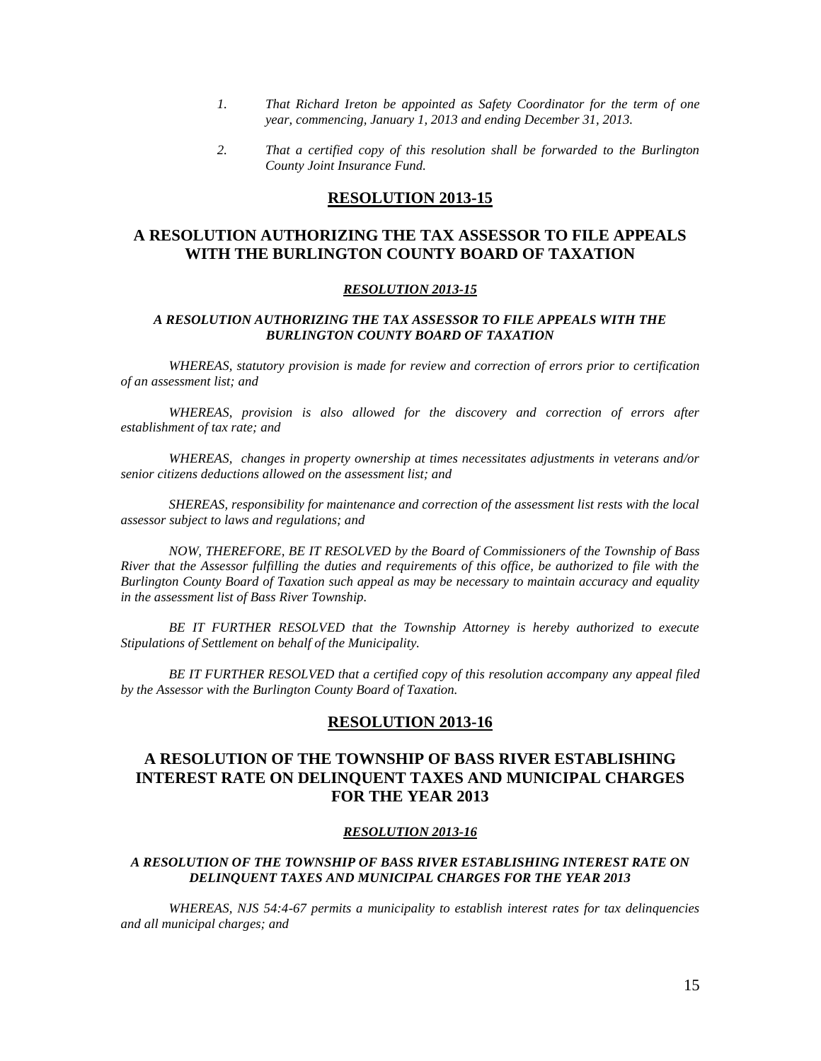1. *That Richard Ireton be appointed as Safety Coordinator for the term of one year, commencing, January 1, 2013 and ending December 31, 2013.*

2. *That a certified copy of this resolution shall be forwarded to the Burlington County Joint Insurance Fund.*

## RESOLUTION 2013-15

## A RESOLUTION AUTHORIZING THE TAX ASSESSOR TO FILE APPEALS WITH THE BURLINGTON COUNTY BOARD OF TAXATION

***RESOLUTION 2013-15***

***A RESOLUTION AUTHORIZING THE TAX ASSESSOR TO FILE APPEALS WITH THE BURLINGTON COUNTY BOARD OF TAXATION***

*WHEREAS, statutory provision is made for review and correction of errors prior to certification of an assessment list; and*

*WHEREAS, provision is also allowed for the discovery and correction of errors after establishment of tax rate; and*

*WHEREAS, changes in property ownership at times necessitates adjustments in veterans and/or senior citizens deductions allowed on the assessment list; and*

*SHEREAS, responsibility for maintenance and correction of the assessment list rests with the local assessor subject to laws and regulations; and*

*NOW, THEREFORE, BE IT RESOLVED by the Board of Commissioners of the Township of Bass River that the Assessor fulfilling the duties and requirements of this office, be authorized to file with the Burlington County Board of Taxation such appeal as may be necessary to maintain accuracy and equality in the assessment list of Bass River Township.*

*BE IT FURTHER RESOLVED that the Township Attorney is hereby authorized to execute Stipulations of Settlement on behalf of the Municipality.*

*BE IT FURTHER RESOLVED that a certified copy of this resolution accompany any appeal filed by the Assessor with the Burlington County Board of Taxation.*

## RESOLUTION 2013-16

## A RESOLUTION OF THE TOWNSHIP OF BASS RIVER ESTABLISHING INTEREST RATE ON DELINQUENT TAXES AND MUNICIPAL CHARGES FOR THE YEAR 2013

***RESOLUTION 2013-16***

***A RESOLUTION OF THE TOWNSHIP OF BASS RIVER ESTABLISHING INTEREST RATE ON DELINQUENT TAXES AND MUNICIPAL CHARGES FOR THE YEAR 2013***

*WHEREAS, NJS 54:4-67 permits a municipality to establish interest rates for tax delinquencies and all municipal charges; and*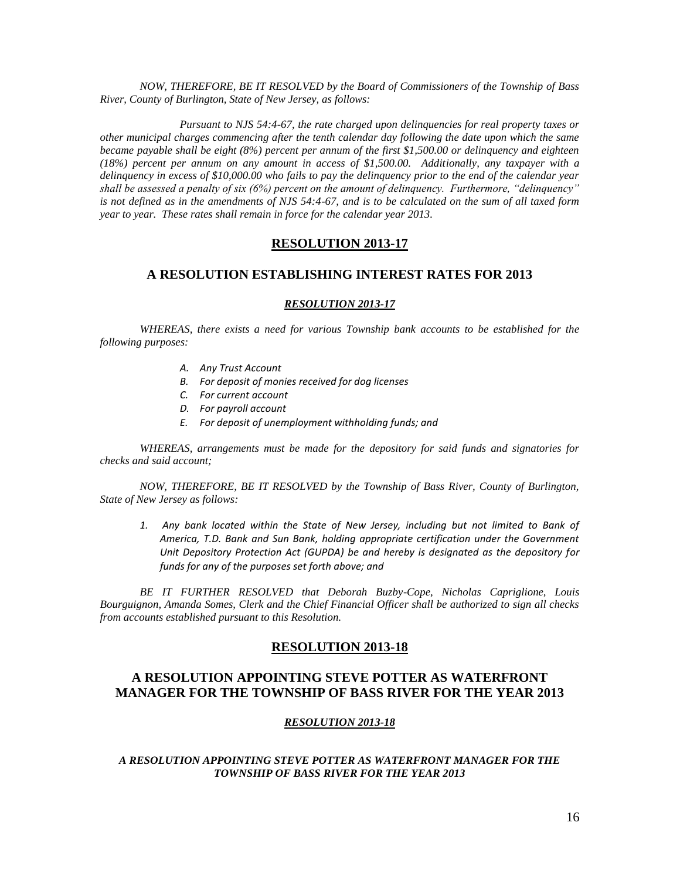*NOW, THEREFORE, BE IT RESOLVED by the Board of Commissioners of the Township of Bass River, County of Burlington, State of New Jersey, as follows:*

*Pursuant to NJS 54:4-67, the rate charged upon delinquencies for real property taxes or other municipal charges commencing after the tenth calendar day following the date upon which the same became payable shall be eight (8%) percent per annum of the first $1,500.00 or delinquency and eighteen (18%) percent per annum on any amount in access of $1,500.00. Additionally, any taxpayer with a delinquency in excess of $10,000.00 who fails to pay the delinquency prior to the end of the calendar year shall be assessed a penalty of six (6%) percent on the amount of delinquency. Furthermore, "delinquency" is not defined as in the amendments of NJS 54:4-67, and is to be calculated on the sum of all taxed form year to year. These rates shall remain in force for the calendar year 2013.*

## RESOLUTION 2013-17

## A RESOLUTION ESTABLISHING INTEREST RATES FOR 2013

***RESOLUTION 2013-17***

*WHEREAS, there exists a need for various Township bank accounts to be established for the following purposes:*

- *A. Any Trust Account*
- *B. For deposit of monies received for dog licenses*
- *C. For current account*
- *D. For payroll account*
- *E. For deposit of unemployment withholding funds; and*

*WHEREAS, arrangements must be made for the depository for said funds and signatories for checks and said account;*

*NOW, THEREFORE, BE IT RESOLVED by the Township of Bass River, County of Burlington, State of New Jersey as follows:*

1. *Any bank located within the State of New Jersey, including but not limited to Bank of America, T.D. Bank and Sun Bank, holding appropriate certification under the Government Unit Depository Protection Act (GUPDA) be and hereby is designated as the depository for funds for any of the purposes set forth above; and*

*BE IT FURTHER RESOLVED that Deborah Buzby-Cope, Nicholas Capriglione, Louis Bourguignon, Amanda Somes, Clerk and the Chief Financial Officer shall be authorized to sign all checks from accounts established pursuant to this Resolution.*

## RESOLUTION 2013-18

## A RESOLUTION APPOINTING STEVE POTTER AS WATERFRONT MANAGER FOR THE TOWNSHIP OF BASS RIVER FOR THE YEAR 2013

***RESOLUTION 2013-18***

***A RESOLUTION APPOINTING STEVE POTTER AS WATERFRONT MANAGER FOR THE TOWNSHIP OF BASS RIVER FOR THE YEAR 2013***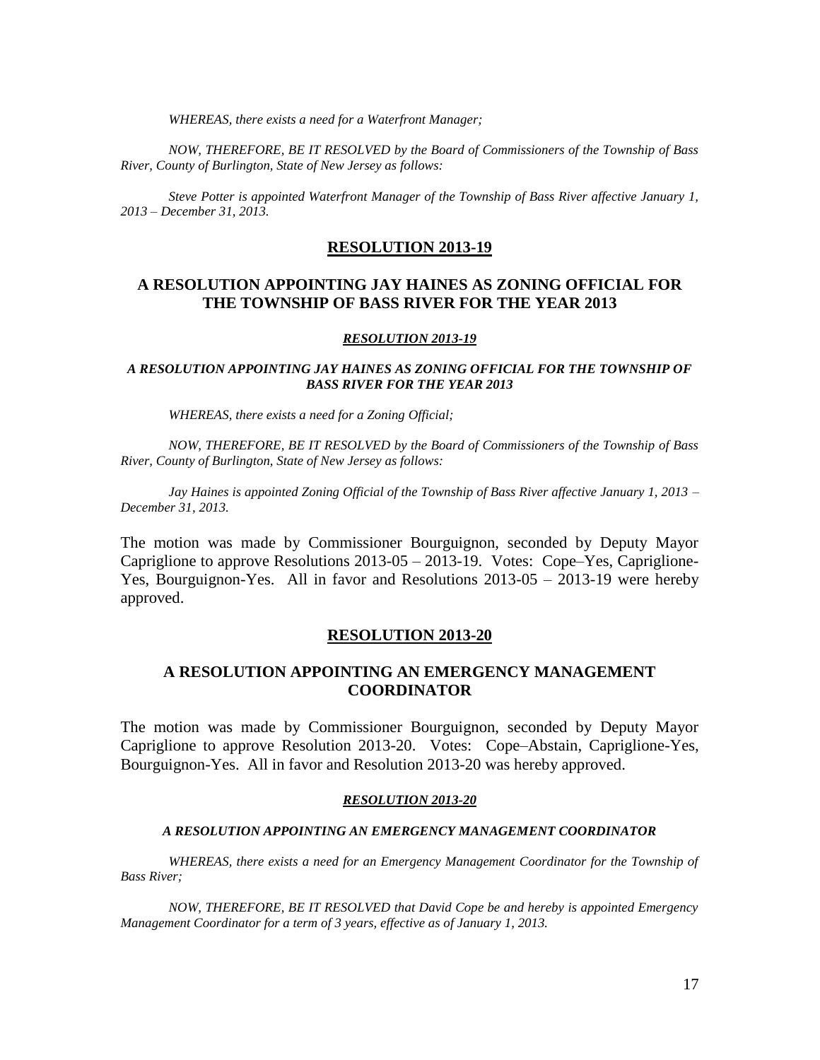*WHEREAS, there exists a need for a Waterfront Manager;*

*NOW, THEREFORE, BE IT RESOLVED by the Board of Commissioners of the Township of Bass River, County of Burlington, State of New Jersey as follows:*

*Steve Potter is appointed Waterfront Manager of the Township of Bass River affective January 1, 2013 – December 31, 2013.*

## RESOLUTION 2013-19

## A RESOLUTION APPOINTING JAY HAINES AS ZONING OFFICIAL FOR THE TOWNSHIP OF BASS RIVER FOR THE YEAR 2013

***RESOLUTION 2013-19***

***A RESOLUTION APPOINTING JAY HAINES AS ZONING OFFICIAL FOR THE TOWNSHIP OF BASS RIVER FOR THE YEAR 2013***

*WHEREAS, there exists a need for a Zoning Official;*

*NOW, THEREFORE, BE IT RESOLVED by the Board of Commissioners of the Township of Bass River, County of Burlington, State of New Jersey as follows:*

*Jay Haines is appointed Zoning Official of the Township of Bass River affective January 1, 2013 – December 31, 2013.*

The motion was made by Commissioner Bourguignon, seconded by Deputy Mayor Capriglione to approve Resolutions 2013-05 – 2013-19. Votes: Cope–Yes, Capriglione-Yes, Bourguignon-Yes. All in favor and Resolutions 2013-05 – 2013-19 were hereby approved.

## RESOLUTION 2013-20

## A RESOLUTION APPOINTING AN EMERGENCY MANAGEMENT COORDINATOR

The motion was made by Commissioner Bourguignon, seconded by Deputy Mayor Capriglione to approve Resolution 2013-20. Votes: Cope–Abstain, Capriglione-Yes, Bourguignon-Yes. All in favor and Resolution 2013-20 was hereby approved.

***RESOLUTION 2013-20***

***A RESOLUTION APPOINTING AN EMERGENCY MANAGEMENT COORDINATOR***

*WHEREAS, there exists a need for an Emergency Management Coordinator for the Township of Bass River;*

*NOW, THEREFORE, BE IT RESOLVED that David Cope be and hereby is appointed Emergency Management Coordinator for a term of 3 years, effective as of January 1, 2013.*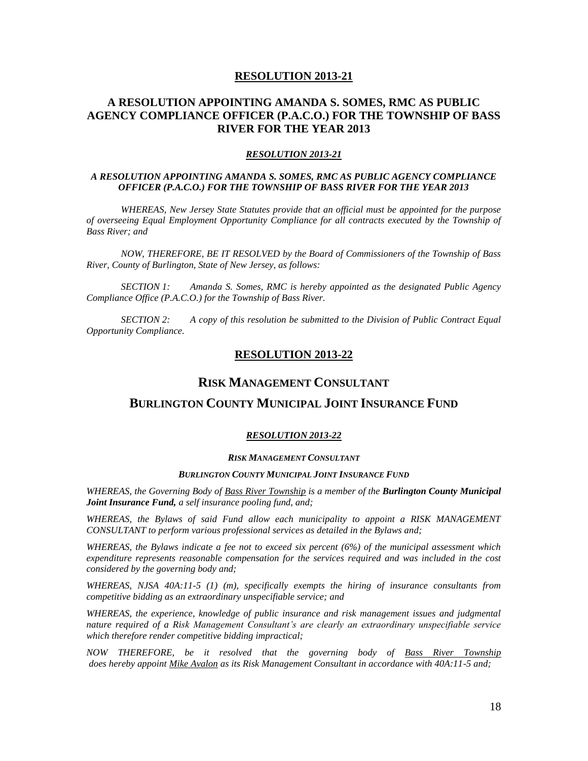## RESOLUTION 2013-21

## A RESOLUTION APPOINTING AMANDA S. SOMES, RMC AS PUBLIC AGENCY COMPLIANCE OFFICER (P.A.C.O.) FOR THE TOWNSHIP OF BASS RIVER FOR THE YEAR 2013

***RESOLUTION 2013-21***

***A RESOLUTION APPOINTING AMANDA S. SOMES, RMC AS PUBLIC AGENCY COMPLIANCE OFFICER (P.A.C.O.) FOR THE TOWNSHIP OF BASS RIVER FOR THE YEAR 2013***

*WHEREAS, New Jersey State Statutes provide that an official must be appointed for the purpose of overseeing Equal Employment Opportunity Compliance for all contracts executed by the Township of Bass River; and*

*NOW, THEREFORE, BE IT RESOLVED by the Board of Commissioners of the Township of Bass River, County of Burlington, State of New Jersey, as follows:*

*SECTION 1: Amanda S. Somes, RMC is hereby appointed as the designated Public Agency Compliance Office (P.A.C.O.) for the Township of Bass River.*

*SECTION 2: A copy of this resolution be submitted to the Division of Public Contract Equal Opportunity Compliance.*

## RESOLUTION 2013-22

## RISK MANAGEMENT CONSULTANT

## BURLINGTON COUNTY MUNICIPAL JOINT INSURANCE FUND

***RESOLUTION 2013-22***

***RISK MANAGEMENT CONSULTANT***

***BURLINGTON COUNTY MUNICIPAL JOINT INSURANCE FUND***

*WHEREAS, the Governing Body of Bass River Township is a member of the **Burlington County Municipal Joint Insurance Fund,** a self insurance pooling fund, and;*

*WHEREAS, the Bylaws of said Fund allow each municipality to appoint a RISK MANAGEMENT CONSULTANT to perform various professional services as detailed in the Bylaws and;*

*WHEREAS, the Bylaws indicate a fee not to exceed six percent (6%) of the municipal assessment which expenditure represents reasonable compensation for the services required and was included in the cost considered by the governing body and;*

*WHEREAS, NJSA 40A:11-5 (1) (m), specifically exempts the hiring of insurance consultants from competitive bidding as an extraordinary unspecifiable service; and*

*WHEREAS, the experience, knowledge of public insurance and risk management issues and judgmental nature required of a Risk Management Consultant's are clearly an extraordinary unspecifiable service which therefore render competitive bidding impractical;*

*NOW THEREFORE, be it resolved that the governing body of Bass River Township does hereby appoint Mike Avalon as its Risk Management Consultant in accordance with 40A:11-5 and;*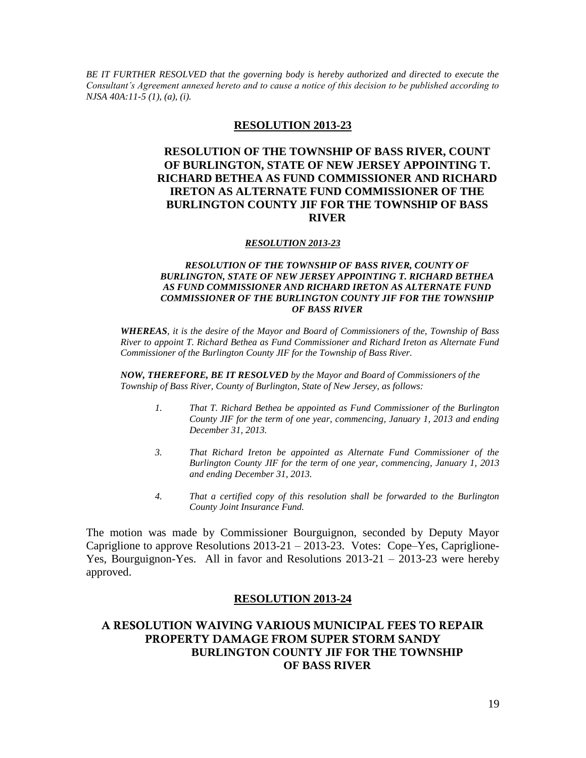*BE IT FURTHER RESOLVED that the governing body is hereby authorized and directed to execute the Consultant's Agreement annexed hereto and to cause a notice of this decision to be published according to NJSA 40A:11-5 (1), (a), (i).*

## RESOLUTION 2013-23

### RESOLUTION OF THE TOWNSHIP OF BASS RIVER, COUNT OF BURLINGTON, STATE OF NEW JERSEY APPOINTING T. RICHARD BETHEA AS FUND COMMISSIONER AND RICHARD IRETON AS ALTERNATE FUND COMMISSIONER OF THE BURLINGTON COUNTY JIF FOR THE TOWNSHIP OF BASS RIVER

***RESOLUTION 2013-23***

***RESOLUTION OF THE TOWNSHIP OF BASS RIVER, COUNTY OF BURLINGTON, STATE OF NEW JERSEY APPOINTING T. RICHARD BETHEA AS FUND COMMISSIONER AND RICHARD IRETON AS ALTERNATE FUND COMMISSIONER OF THE BURLINGTON COUNTY JIF FOR THE TOWNSHIP OF BASS RIVER***

***WHEREAS****, it is the desire of the Mayor and Board of Commissioners of the, Township of Bass River to appoint T. Richard Bethea as Fund Commissioner and Richard Ireton as Alternate Fund Commissioner of the Burlington County JIF for the Township of Bass River.*

***NOW, THEREFORE, BE IT RESOLVED*** *by the Mayor and Board of Commissioners of the Township of Bass River, County of Burlington, State of New Jersey, as follows:*

*1. That T. Richard Bethea be appointed as Fund Commissioner of the Burlington County JIF for the term of one year, commencing, January 1, 2013 and ending December 31, 2013.*

*3. That Richard Ireton be appointed as Alternate Fund Commissioner of the Burlington County JIF for the term of one year, commencing, January 1, 2013 and ending December 31, 2013.*

*4. That a certified copy of this resolution shall be forwarded to the Burlington County Joint Insurance Fund.*

The motion was made by Commissioner Bourguignon, seconded by Deputy Mayor Capriglione to approve Resolutions 2013-21 – 2013-23. Votes: Cope–Yes, Capriglione-Yes, Bourguignon-Yes. All in favor and Resolutions 2013-21 – 2013-23 were hereby approved.

## RESOLUTION 2013-24

### A RESOLUTION WAIVING VARIOUS MUNICIPAL FEES TO REPAIR PROPERTY DAMAGE FROM SUPER STORM SANDY BURLINGTON COUNTY JIF FOR THE TOWNSHIP OF BASS RIVER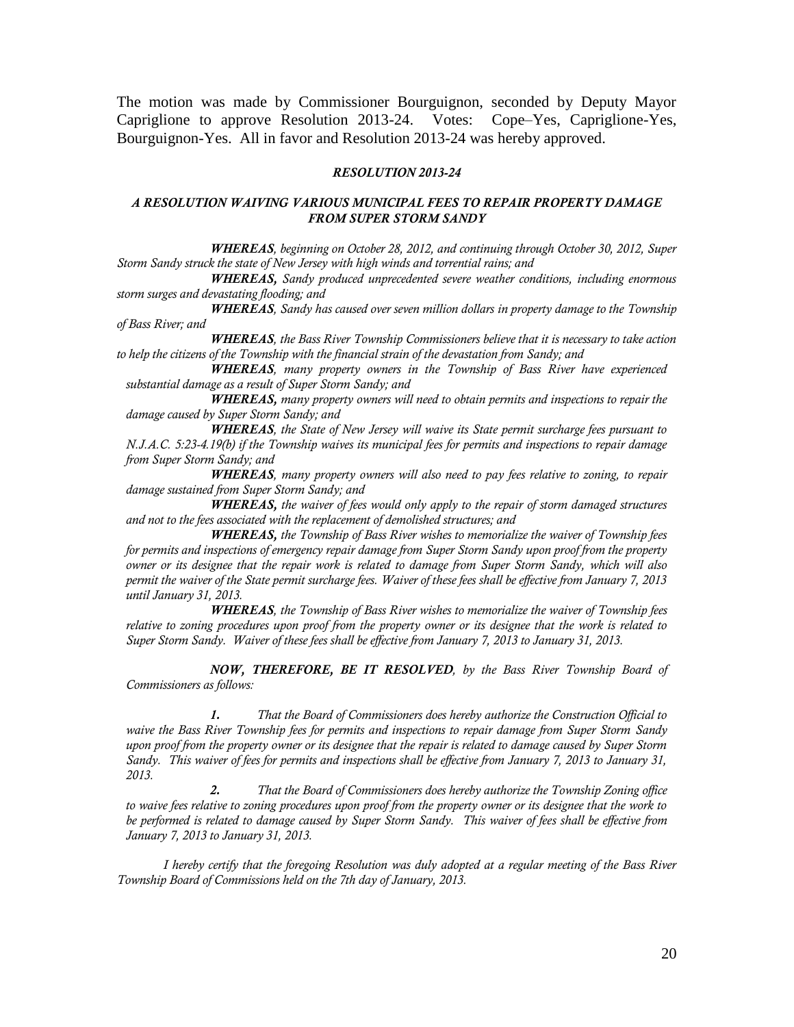The motion was made by Commissioner Bourguignon, seconded by Deputy Mayor Capriglione to approve Resolution 2013-24. Votes: Cope–Yes, Capriglione-Yes, Bourguignon-Yes. All in favor and Resolution 2013-24 was hereby approved.

***RESOLUTION 2013-24***

***A RESOLUTION WAIVING VARIOUS MUNICIPAL FEES TO REPAIR PROPERTY DAMAGE FROM SUPER STORM SANDY***

***WHEREAS****, beginning on October 28, 2012, and continuing through October 30, 2012, Super Storm Sandy struck the state of New Jersey with high winds and torrential rains; and*

***WHEREAS,*** *Sandy produced unprecedented severe weather conditions, including enormous storm surges and devastating flooding; and*

***WHEREAS****, Sandy has caused over seven million dollars in property damage to the Township of Bass River; and*

***WHEREAS****, the Bass River Township Commissioners believe that it is necessary to take action to help the citizens of the Township with the financial strain of the devastation from Sandy; and*

***WHEREAS****, many property owners in the Township of Bass River have experienced substantial damage as a result of Super Storm Sandy; and*

***WHEREAS,*** *many property owners will need to obtain permits and inspections to repair the damage caused by Super Storm Sandy; and*

***WHEREAS****, the State of New Jersey will waive its State permit surcharge fees pursuant to N.J.A.C. 5:23-4.19(b) if the Township waives its municipal fees for permits and inspections to repair damage from Super Storm Sandy; and*

***WHEREAS****, many property owners will also need to pay fees relative to zoning, to repair damage sustained from Super Storm Sandy; and*

***WHEREAS,*** *the waiver of fees would only apply to the repair of storm damaged structures and not to the fees associated with the replacement of demolished structures; and*

***WHEREAS,*** *the Township of Bass River wishes to memorialize the waiver of Township fees for permits and inspections of emergency repair damage from Super Storm Sandy upon proof from the property owner or its designee that the repair work is related to damage from Super Storm Sandy, which will also permit the waiver of the State permit surcharge fees. Waiver of these fees shall be effective from January 7, 2013 until January 31, 2013.*

***WHEREAS****, the Township of Bass River wishes to memorialize the waiver of Township fees relative to zoning procedures upon proof from the property owner or its designee that the work is related to Super Storm Sandy. Waiver of these fees shall be effective from January 7, 2013 to January 31, 2013.*

***NOW, THEREFORE, BE IT RESOLVED****, by the Bass River Township Board of Commissioners as follows:*

***1.*** *That the Board of Commissioners does hereby authorize the Construction Official to waive the Bass River Township fees for permits and inspections to repair damage from Super Storm Sandy upon proof from the property owner or its designee that the repair is related to damage caused by Super Storm Sandy. This waiver of fees for permits and inspections shall be effective from January 7, 2013 to January 31, 2013.*

***2.*** *That the Board of Commissioners does hereby authorize the Township Zoning office to waive fees relative to zoning procedures upon proof from the property owner or its designee that the work to be performed is related to damage caused by Super Storm Sandy. This waiver of fees shall be effective from January 7, 2013 to January 31, 2013.*

*I hereby certify that the foregoing Resolution was duly adopted at a regular meeting of the Bass River Township Board of Commissions held on the 7th day of January, 2013.*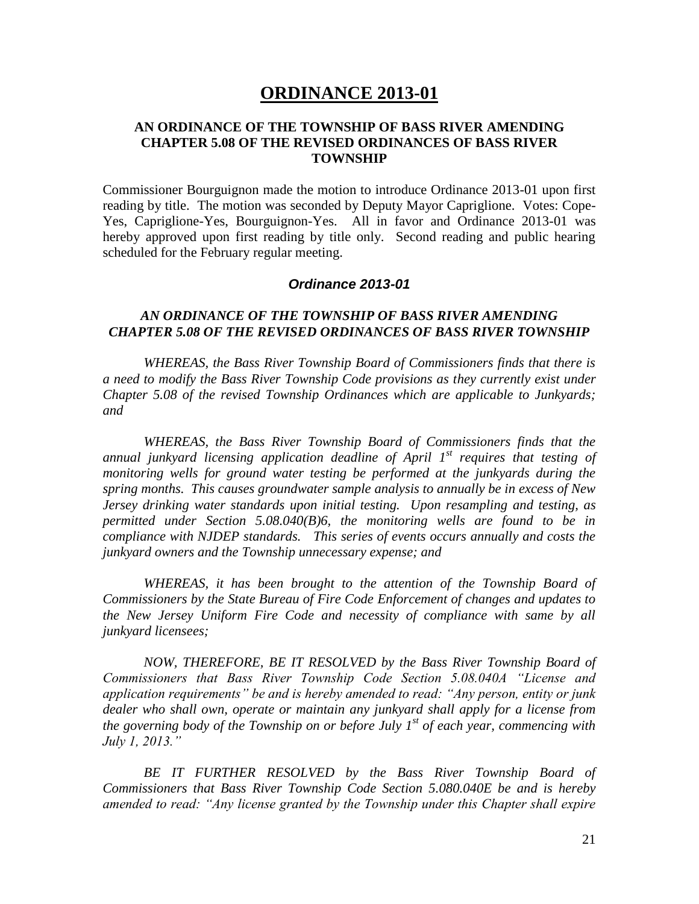# ORDINANCE 2013-01

### AN ORDINANCE OF THE TOWNSHIP OF BASS RIVER AMENDING CHAPTER 5.08 OF THE REVISED ORDINANCES OF BASS RIVER TOWNSHIP

Commissioner Bourguignon made the motion to introduce Ordinance 2013-01 upon first reading by title. The motion was seconded by Deputy Mayor Capriglione. Votes: Cope-Yes, Capriglione-Yes, Bourguignon-Yes. All in favor and Ordinance 2013-01 was hereby approved upon first reading by title only. Second reading and public hearing scheduled for the February regular meeting.

### *Ordinance 2013-01*

***AN ORDINANCE OF THE TOWNSHIP OF BASS RIVER AMENDING CHAPTER 5.08 OF THE REVISED ORDINANCES OF BASS RIVER TOWNSHIP***

*WHEREAS, the Bass River Township Board of Commissioners finds that there is a need to modify the Bass River Township Code provisions as they currently exist under Chapter 5.08 of the revised Township Ordinances which are applicable to Junkyards; and*

*WHEREAS, the Bass River Township Board of Commissioners finds that the annual junkyard licensing application deadline of April 1st requires that testing of monitoring wells for ground water testing be performed at the junkyards during the spring months. This causes groundwater sample analysis to annually be in excess of New Jersey drinking water standards upon initial testing. Upon resampling and testing, as permitted under Section 5.08.040(B)6, the monitoring wells are found to be in compliance with NJDEP standards. This series of events occurs annually and costs the junkyard owners and the Township unnecessary expense; and*

*WHEREAS, it has been brought to the attention of the Township Board of Commissioners by the State Bureau of Fire Code Enforcement of changes and updates to the New Jersey Uniform Fire Code and necessity of compliance with same by all junkyard licensees;*

*NOW, THEREFORE, BE IT RESOLVED by the Bass River Township Board of Commissioners that Bass River Township Code Section 5.08.040A "License and application requirements" be and is hereby amended to read: "Any person, entity or junk dealer who shall own, operate or maintain any junkyard shall apply for a license from the governing body of the Township on or before July 1st of each year, commencing with July 1, 2013."*

*BE IT FURTHER RESOLVED by the Bass River Township Board of Commissioners that Bass River Township Code Section 5.080.040E be and is hereby amended to read: "Any license granted by the Township under this Chapter shall expire*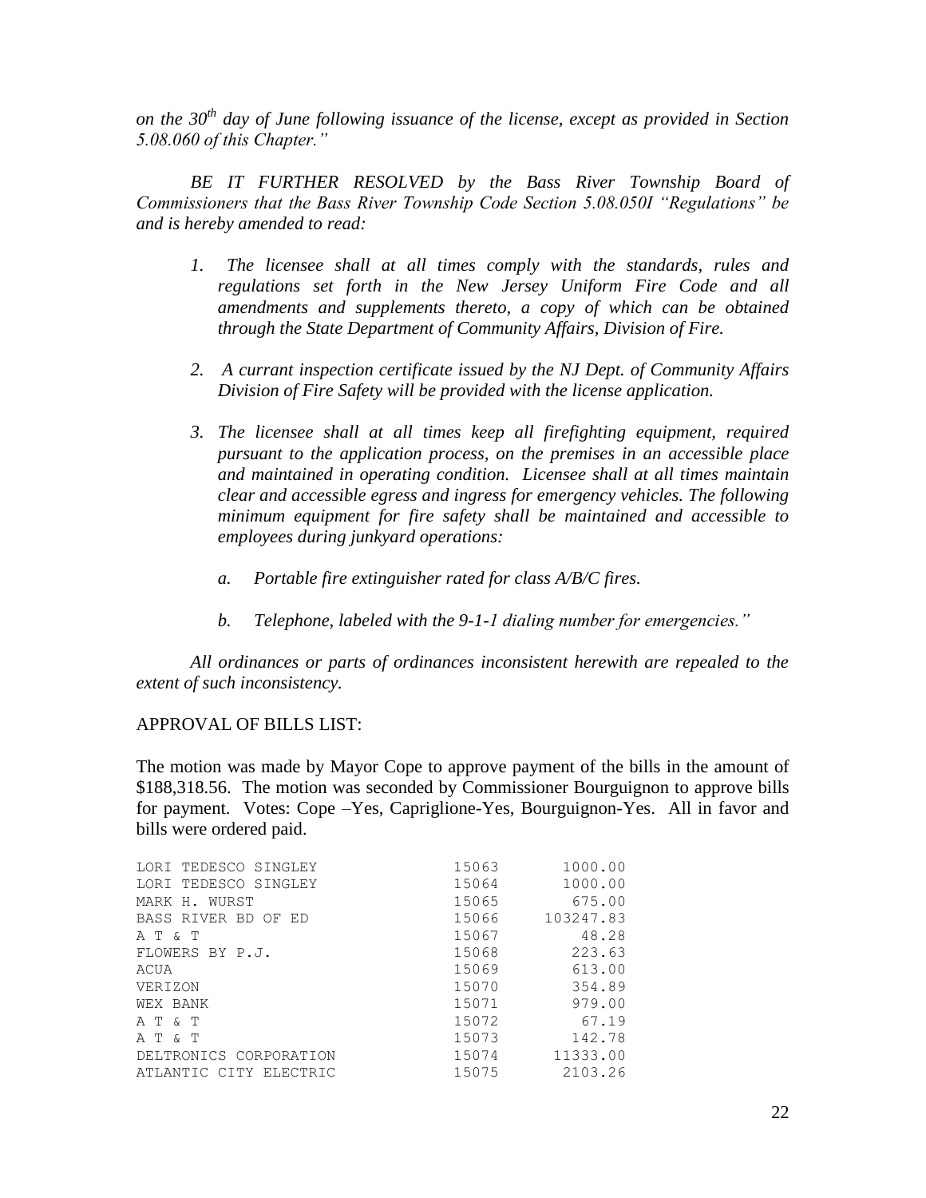*on the 30th day of June following issuance of the license, except as provided in Section 5.08.060 of this Chapter."*

*BE IT FURTHER RESOLVED by the Bass River Township Board of Commissioners that the Bass River Township Code Section 5.08.050I "Regulations" be and is hereby amended to read:*

1. *The licensee shall at all times comply with the standards, rules and regulations set forth in the New Jersey Uniform Fire Code and all amendments and supplements thereto, a copy of which can be obtained through the State Department of Community Affairs, Division of Fire.*

2. *A currant inspection certificate issued by the NJ Dept. of Community Affairs Division of Fire Safety will be provided with the license application.*

3. *The licensee shall at all times keep all firefighting equipment, required pursuant to the application process, on the premises in an accessible place and maintained in operating condition. Licensee shall at all times maintain clear and accessible egress and ingress for emergency vehicles. The following minimum equipment for fire safety shall be maintained and accessible to employees during junkyard operations:*

   a. *Portable fire extinguisher rated for class A/B/C fires.*

   b. *Telephone, labeled with the 9-1-1 dialing number for emergencies."*

*All ordinances or parts of ordinances inconsistent herewith are repealed to the extent of such inconsistency.*

APPROVAL OF BILLS LIST:

The motion was made by Mayor Cope to approve payment of the bills in the amount of $188,318.56. The motion was seconded by Commissioner Bourguignon to approve bills for payment. Votes: Cope –Yes, Capriglione-Yes, Bourguignon-Yes. All in favor and bills were ordered paid.

| | | |
|---|---|---|
| LORI TEDESCO SINGLEY | 15063 | 1000.00 |
| LORI TEDESCO SINGLEY | 15064 | 1000.00 |
| MARK H. WURST | 15065 | 675.00 |
| BASS RIVER BD OF ED | 15066 | 103247.83 |
| A T & T | 15067 | 48.28 |
| FLOWERS BY P.J. | 15068 | 223.63 |
| ACUA | 15069 | 613.00 |
| VERIZON | 15070 | 354.89 |
| WEX BANK | 15071 | 979.00 |
| A T & T | 15072 | 67.19 |
| A T & T | 15073 | 142.78 |
| DELTRONICS CORPORATION | 15074 | 11333.00 |
| ATLANTIC CITY ELECTRIC | 15075 | 2103.26 |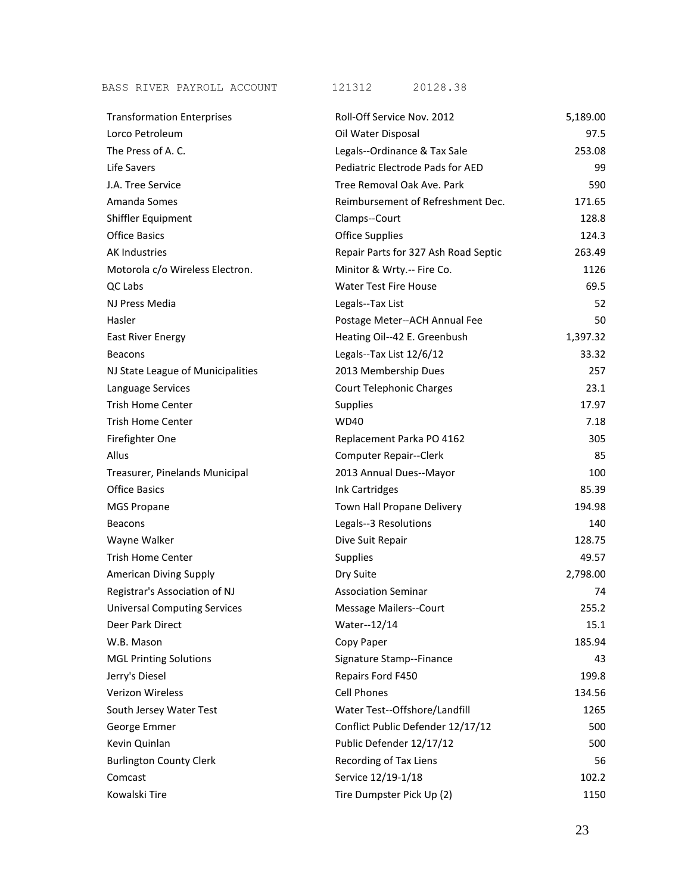BASS RIVER PAYROLL ACCOUNT 121312 20128.38

| | | |
|---|---|---|
| Transformation Enterprises | Roll-Off Service Nov. 2012 | 5,189.00 |
| Lorco Petroleum | Oil Water Disposal | 97.5 |
| The Press of A. C. | Legals--Ordinance & Tax Sale | 253.08 |
| Life Savers | Pediatric Electrode Pads for AED | 99 |
| J.A. Tree Service | Tree Removal Oak Ave. Park | 590 |
| Amanda Somes | Reimbursement of Refreshment Dec. | 171.65 |
| Shiffler Equipment | Clamps--Court | 128.8 |
| Office Basics | Office Supplies | 124.3 |
| AK Industries | Repair Parts for 327 Ash Road Septic | 263.49 |
| Motorola c/o Wireless Electron. | Minitor & Wrty.-- Fire Co. | 1126 |
| QC Labs | Water Test Fire House | 69.5 |
| NJ Press Media | Legals--Tax List | 52 |
| Hasler | Postage Meter--ACH Annual Fee | 50 |
| East River Energy | Heating Oil--42 E. Greenbush | 1,397.32 |
| Beacons | Legals--Tax List 12/6/12 | 33.32 |
| NJ State League of Municipalities | 2013 Membership Dues | 257 |
| Language Services | Court Telephonic Charges | 23.1 |
| Trish Home Center | Supplies | 17.97 |
| Trish Home Center | WD40 | 7.18 |
| Firefighter One | Replacement Parka PO 4162 | 305 |
| Allus | Computer Repair--Clerk | 85 |
| Treasurer, Pinelands Municipal | 2013 Annual Dues--Mayor | 100 |
| Office Basics | Ink Cartridges | 85.39 |
| MGS Propane | Town Hall Propane Delivery | 194.98 |
| Beacons | Legals--3 Resolutions | 140 |
| Wayne Walker | Dive Suit Repair | 128.75 |
| Trish Home Center | Supplies | 49.57 |
| American Diving Supply | Dry Suite | 2,798.00 |
| Registrar's Association of NJ | Association Seminar | 74 |
| Universal Computing Services | Message Mailers--Court | 255.2 |
| Deer Park Direct | Water--12/14 | 15.1 |
| W.B. Mason | Copy Paper | 185.94 |
| MGL Printing Solutions | Signature Stamp--Finance | 43 |
| Jerry's Diesel | Repairs Ford F450 | 199.8 |
| Verizon Wireless | Cell Phones | 134.56 |
| South Jersey Water Test | Water Test--Offshore/Landfill | 1265 |
| George Emmer | Conflict Public Defender 12/17/12 | 500 |
| Kevin Quinlan | Public Defender 12/17/12 | 500 |
| Burlington County Clerk | Recording of Tax Liens | 56 |
| Comcast | Service 12/19-1/18 | 102.2 |
| Kowalski Tire | Tire Dumpster Pick Up (2) | 1150 |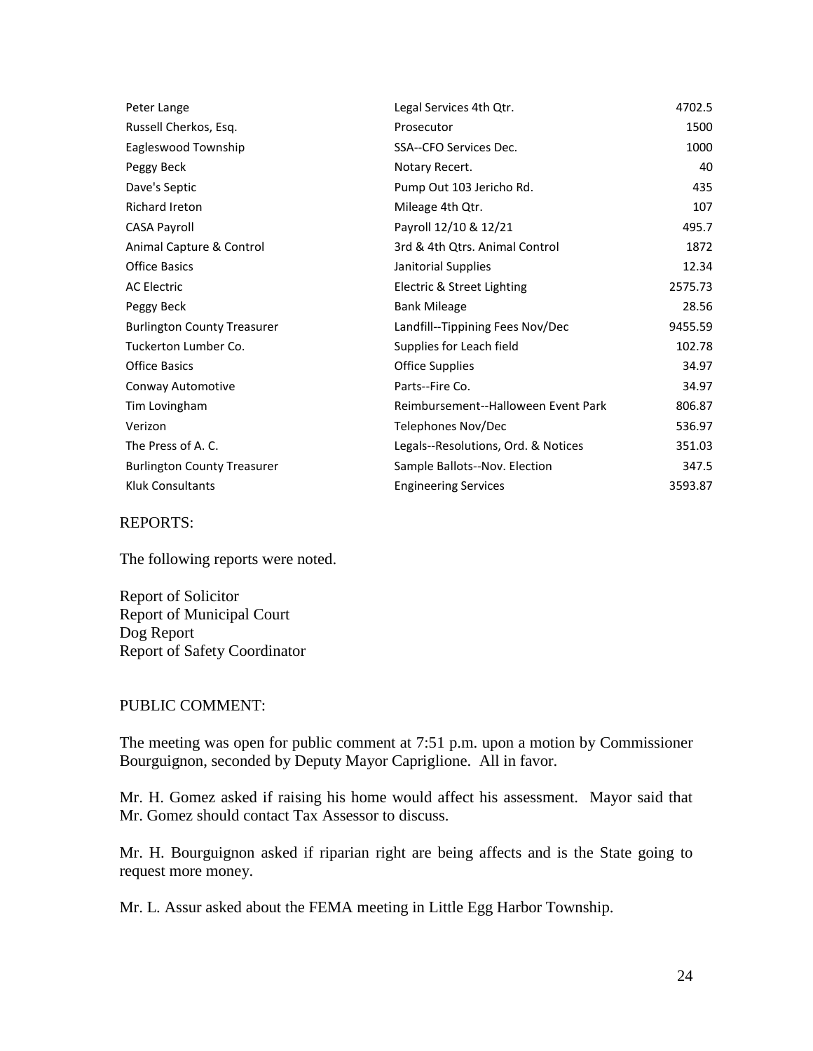| | | |
|---|---|---|
| Peter Lange | Legal Services 4th Qtr. | 4702.5 |
| Russell Cherkos, Esq. | Prosecutor | 1500 |
| Eagleswood Township | SSA--CFO Services Dec. | 1000 |
| Peggy Beck | Notary Recert. | 40 |
| Dave's Septic | Pump Out 103 Jericho Rd. | 435 |
| Richard Ireton | Mileage 4th Qtr. | 107 |
| CASA Payroll | Payroll 12/10 & 12/21 | 495.7 |
| Animal Capture & Control | 3rd & 4th Qtrs. Animal Control | 1872 |
| Office Basics | Janitorial Supplies | 12.34 |
| AC Electric | Electric & Street Lighting | 2575.73 |
| Peggy Beck | Bank Mileage | 28.56 |
| Burlington County Treasurer | Landfill--Tippining Fees Nov/Dec | 9455.59 |
| Tuckerton Lumber Co. | Supplies for Leach field | 102.78 |
| Office Basics | Office Supplies | 34.97 |
| Conway Automotive | Parts--Fire Co. | 34.97 |
| Tim Lovingham | Reimbursement--Halloween Event Park | 806.87 |
| Verizon | Telephones Nov/Dec | 536.97 |
| The Press of A. C. | Legals--Resolutions, Ord. & Notices | 351.03 |
| Burlington County Treasurer | Sample Ballots--Nov. Election | 347.5 |
| Kluk Consultants | Engineering Services | 3593.87 |

REPORTS:

The following reports were noted.

Report of Solicitor
Report of Municipal Court
Dog Report
Report of Safety Coordinator

PUBLIC COMMENT:

The meeting was open for public comment at 7:51 p.m. upon a motion by Commissioner Bourguignon, seconded by Deputy Mayor Capriglione. All in favor.

Mr. H. Gomez asked if raising his home would affect his assessment. Mayor said that Mr. Gomez should contact Tax Assessor to discuss.

Mr. H. Bourguignon asked if riparian right are being affects and is the State going to request more money.

Mr. L. Assur asked about the FEMA meeting in Little Egg Harbor Township.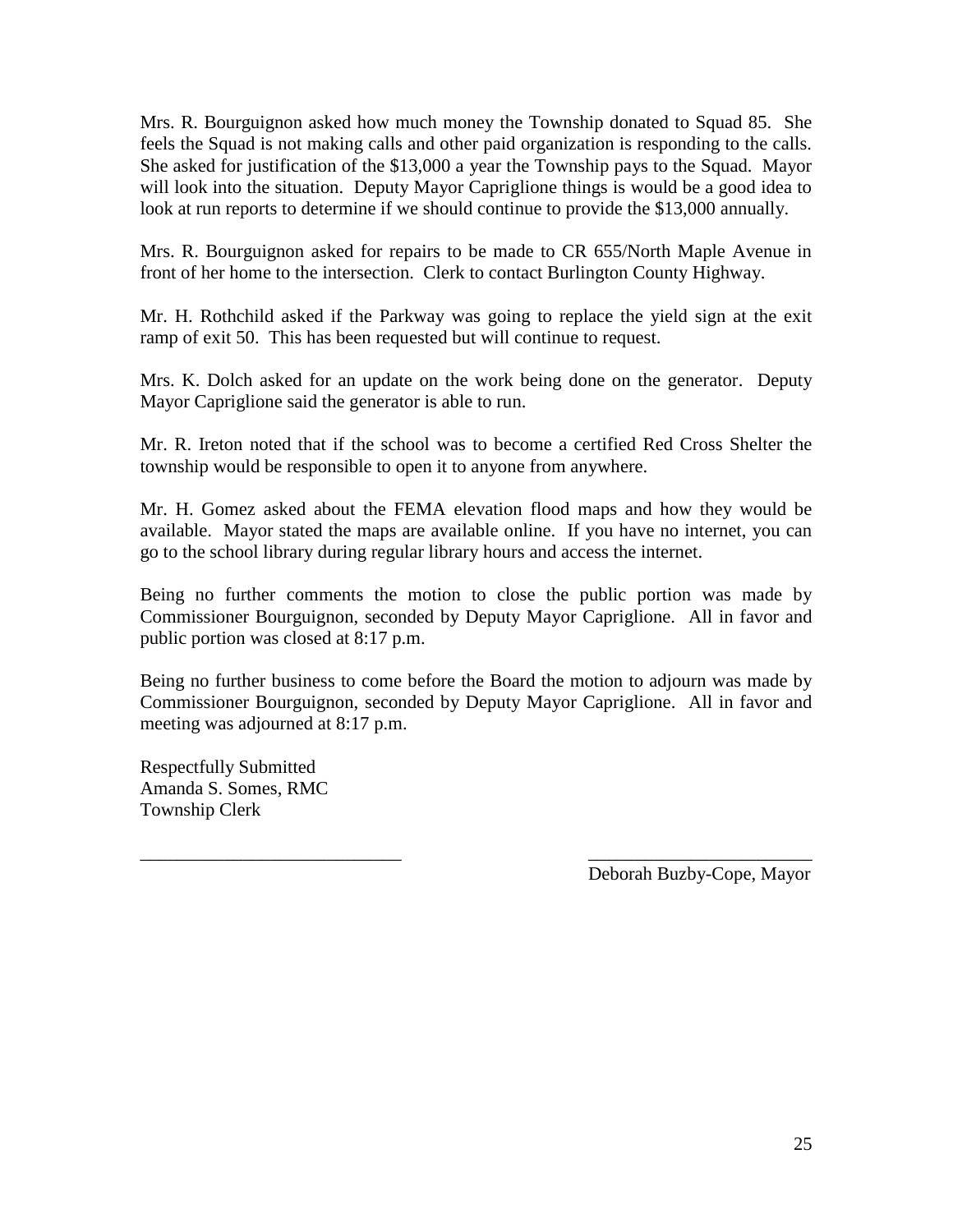Mrs. R. Bourguignon asked how much money the Township donated to Squad 85. She feels the Squad is not making calls and other paid organization is responding to the calls. She asked for justification of the $13,000 a year the Township pays to the Squad. Mayor will look into the situation. Deputy Mayor Capriglione things is would be a good idea to look at run reports to determine if we should continue to provide the $13,000 annually.

Mrs. R. Bourguignon asked for repairs to be made to CR 655/North Maple Avenue in front of her home to the intersection. Clerk to contact Burlington County Highway.

Mr. H. Rothchild asked if the Parkway was going to replace the yield sign at the exit ramp of exit 50. This has been requested but will continue to request.

Mrs. K. Dolch asked for an update on the work being done on the generator. Deputy Mayor Capriglione said the generator is able to run.

Mr. R. Ireton noted that if the school was to become a certified Red Cross Shelter the township would be responsible to open it to anyone from anywhere.

Mr. H. Gomez asked about the FEMA elevation flood maps and how they would be available. Mayor stated the maps are available online. If you have no internet, you can go to the school library during regular library hours and access the internet.

Being no further comments the motion to close the public portion was made by Commissioner Bourguignon, seconded by Deputy Mayor Capriglione. All in favor and public portion was closed at 8:17 p.m.

Being no further business to come before the Board the motion to adjourn was made by Commissioner Bourguignon, seconded by Deputy Mayor Capriglione. All in favor and meeting was adjourned at 8:17 p.m.

Respectfully Submitted
Amanda S. Somes, RMC
Township Clerk

____________________________ ________________________
Deborah Buzby-Cope, Mayor